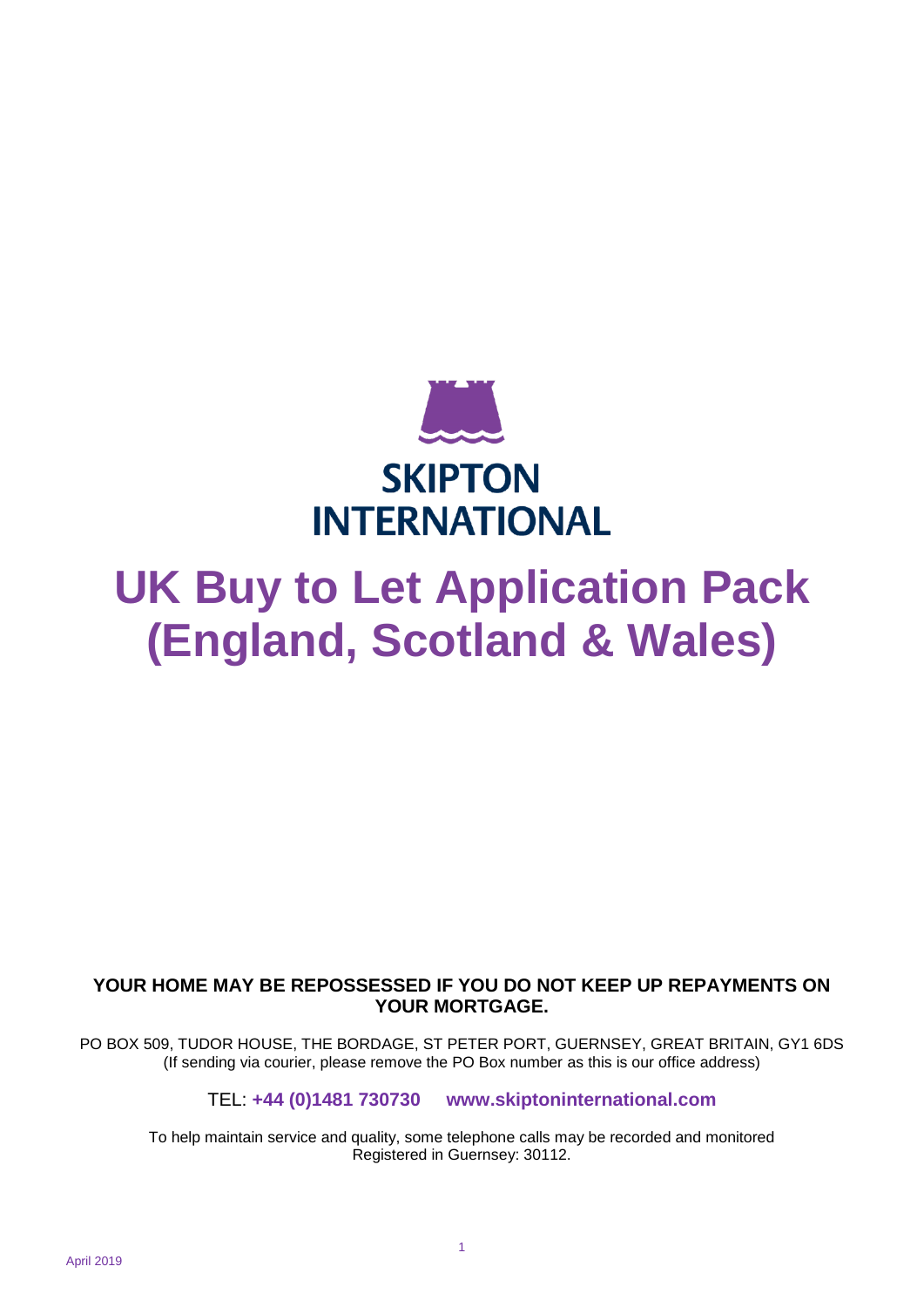SKIPTON INTERNATIONAL

# UK Buy to Let Application Pack (England, Scotland & Wales)

**YOUR HOME MAY BE REPOSSESSED IF YOU DO NOT KEEP UP REPAYMENTS ON YOUR MORTGAGE.**

PO BOX 509, TUDOR HOUSE, THE BORDAGE, ST PETER PORT, GUERNSEY, GREAT BRITAIN, GY1 6DS
(If sending via courier, please remove the PO Box number as this is our office address)

TEL: **+44 (0)1481 730730** **www.skiptoninternational.com**

To help maintain service and quality, some telephone calls may be recorded and monitored
Registered in Guernsey: 30112.

April 2019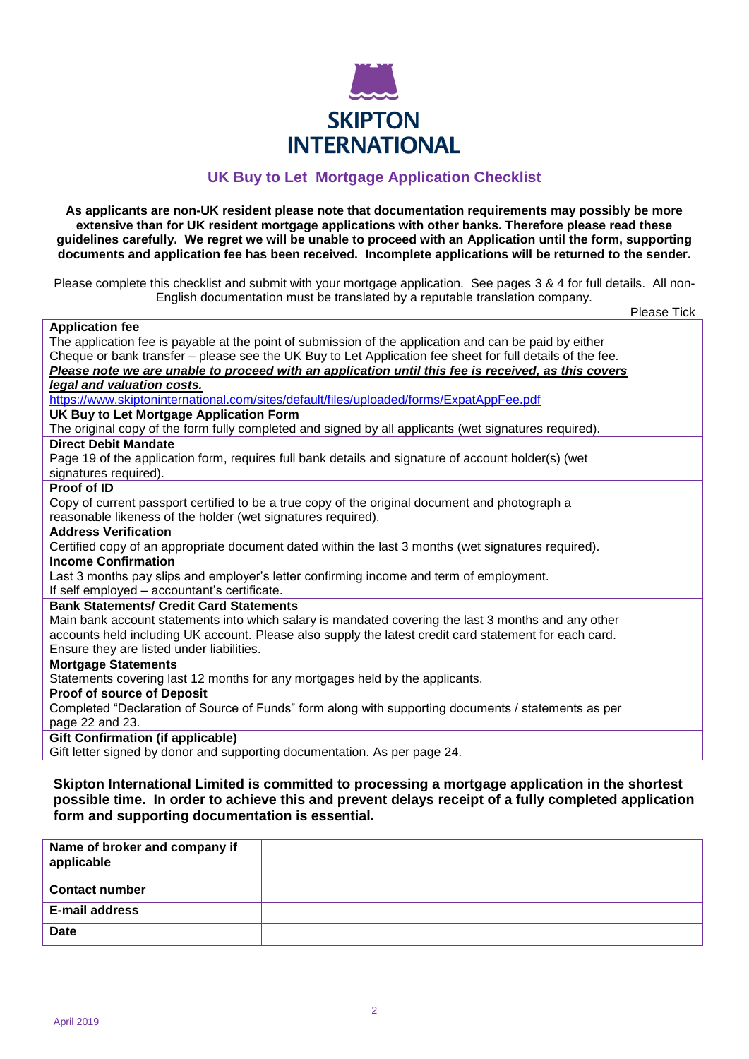SKIPTON INTERNATIONAL

## UK Buy to Let Mortgage Application Checklist

**As applicants are non-UK resident please note that documentation requirements may possibly be more extensive than for UK resident mortgage applications with other banks. Therefore please read these guidelines carefully. We regret we will be unable to proceed with an Application until the form, supporting documents and application fee has been received. Incomplete applications will be returned to the sender.**

Please complete this checklist and submit with your mortgage application. See pages 3 & 4 for full details. All non-English documentation must be translated by a reputable translation company.

| | Please Tick |
|---|---|
| **Application fee**<br>The application fee is payable at the point of submission of the application and can be paid by either Cheque or bank transfer – please see the UK Buy to Let Application fee sheet for full details of the fee. ***Please note we are unable to proceed with an application until this fee is received, as this covers legal and valuation costs.***<br>https://www.skiptoninternational.com/sites/default/files/uploaded/forms/ExpatAppFee.pdf | |
| **UK Buy to Let Mortgage Application Form**<br>The original copy of the form fully completed and signed by all applicants (wet signatures required). | |
| **Direct Debit Mandate**<br>Page 19 of the application form, requires full bank details and signature of account holder(s) (wet signatures required). | |
| **Proof of ID**<br>Copy of current passport certified to be a true copy of the original document and photograph a reasonable likeness of the holder (wet signatures required). | |
| **Address Verification**<br>Certified copy of an appropriate document dated within the last 3 months (wet signatures required). | |
| **Income Confirmation**<br>Last 3 months pay slips and employer's letter confirming income and term of employment.<br>If self employed – accountant's certificate. | |
| **Bank Statements/ Credit Card Statements**<br>Main bank account statements into which salary is mandated covering the last 3 months and any other accounts held including UK account. Please also supply the latest credit card statement for each card. Ensure they are listed under liabilities. | |
| **Mortgage Statements**<br>Statements covering last 12 months for any mortgages held by the applicants. | |
| **Proof of source of Deposit**<br>Completed "Declaration of Source of Funds" form along with supporting documents / statements as per page 22 and 23. | |
| **Gift Confirmation (if applicable)**<br>Gift letter signed by donor and supporting documentation. As per page 24. | |

**Skipton International Limited is committed to processing a mortgage application in the shortest possible time. In order to achieve this and prevent delays receipt of a fully completed application form and supporting documentation is essential.**

| | |
|---|---|
| **Name of broker and company if applicable** | |
| **Contact number** | |
| **E-mail address** | |
| **Date** | |

April 2019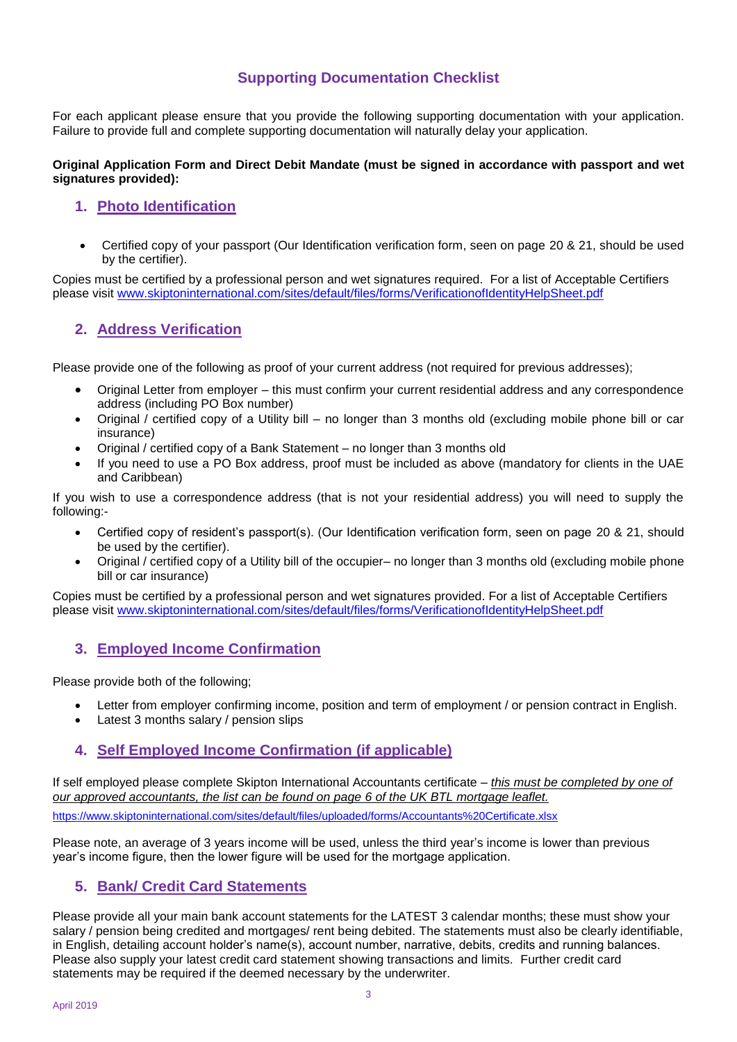## Supporting Documentation Checklist

For each applicant please ensure that you provide the following supporting documentation with your application. Failure to provide full and complete supporting documentation will naturally delay your application.

**Original Application Form and Direct Debit Mandate (must be signed in accordance with passport and wet signatures provided):**

### 1. Photo Identification

- Certified copy of your passport (Our Identification verification form, seen on page 20 & 21, should be used by the certifier).

Copies must be certified by a professional person and wet signatures required. For a list of Acceptable Certifiers please visit www.skiptoninternational.com/sites/default/files/forms/VerificationofIdentityHelpSheet.pdf

### 2. Address Verification

Please provide one of the following as proof of your current address (not required for previous addresses);

- Original Letter from employer – this must confirm your current residential address and any correspondence address (including PO Box number)
- Original / certified copy of a Utility bill – no longer than 3 months old (excluding mobile phone bill or car insurance)
- Original / certified copy of a Bank Statement – no longer than 3 months old
- If you need to use a PO Box address, proof must be included as above (mandatory for clients in the UAE and Caribbean)

If you wish to use a correspondence address (that is not your residential address) you will need to supply the following:-

- Certified copy of resident's passport(s). (Our Identification verification form, seen on page 20 & 21, should be used by the certifier).
- Original / certified copy of a Utility bill of the occupier– no longer than 3 months old (excluding mobile phone bill or car insurance)

Copies must be certified by a professional person and wet signatures provided. For a list of Acceptable Certifiers please visit www.skiptoninternational.com/sites/default/files/forms/VerificationofIdentityHelpSheet.pdf

### 3. Employed Income Confirmation

Please provide both of the following;

- Letter from employer confirming income, position and term of employment / or pension contract in English.
- Latest 3 months salary / pension slips

### 4. Self Employed Income Confirmation (if applicable)

If self employed please complete Skipton International Accountants certificate – *this must be completed by one of our approved accountants, the list can be found on page 6 of the UK BTL mortgage leaflet.*

https://www.skiptoninternational.com/sites/default/files/uploaded/forms/Accountants%20Certificate.xlsx

Please note, an average of 3 years income will be used, unless the third year's income is lower than previous year's income figure, then the lower figure will be used for the mortgage application.

### 5. Bank/ Credit Card Statements

Please provide all your main bank account statements for the LATEST 3 calendar months; these must show your salary / pension being credited and mortgages/ rent being debited. The statements must also be clearly identifiable, in English, detailing account holder's name(s), account number, narrative, debits, credits and running balances. Please also supply your latest credit card statement showing transactions and limits. Further credit card statements may be required if the deemed necessary by the underwriter.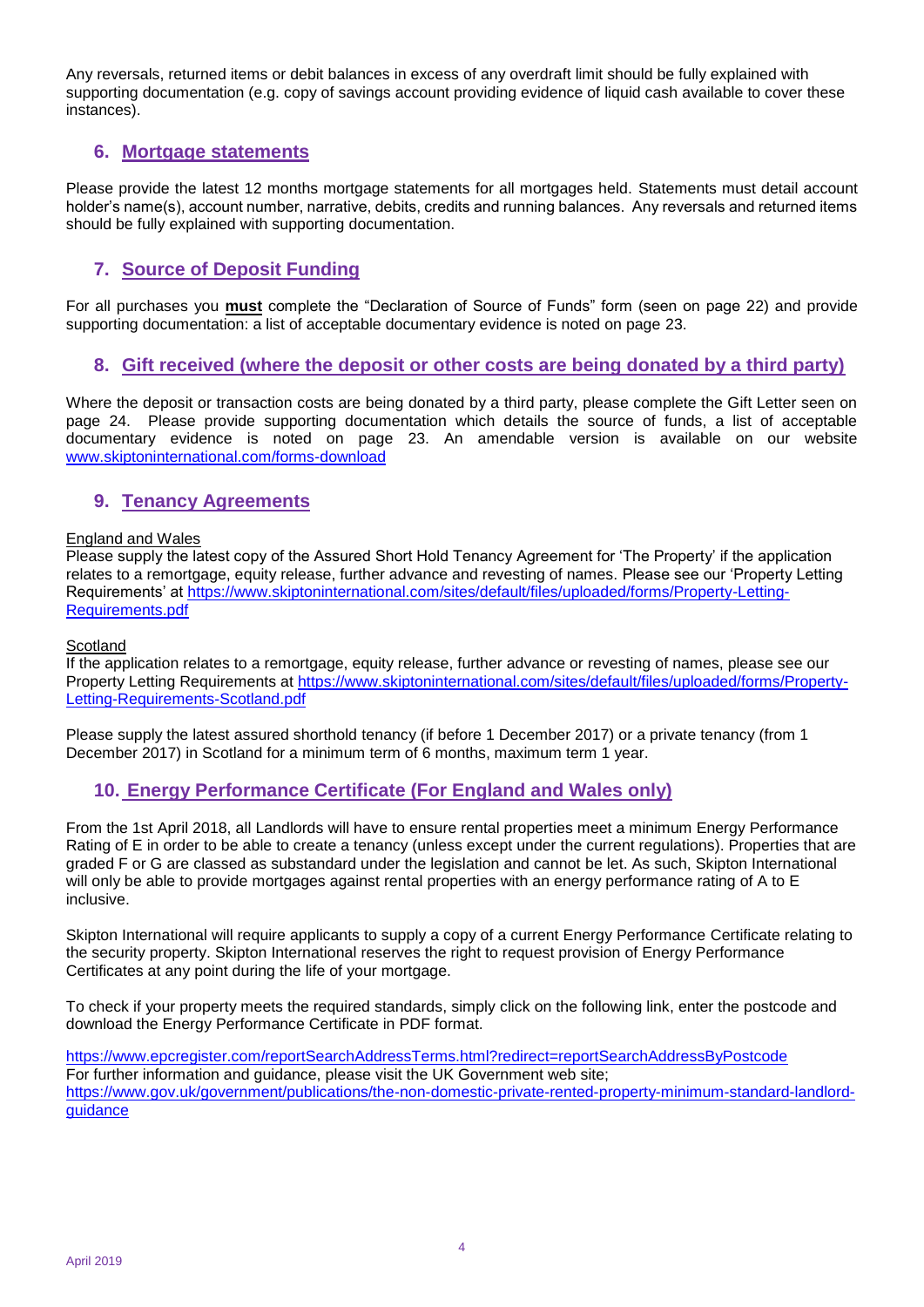Any reversals, returned items or debit balances in excess of any overdraft limit should be fully explained with supporting documentation (e.g. copy of savings account providing evidence of liquid cash available to cover these instances).

## 6. Mortgage statements

Please provide the latest 12 months mortgage statements for all mortgages held. Statements must detail account holder's name(s), account number, narrative, debits, credits and running balances. Any reversals and returned items should be fully explained with supporting documentation.

## 7. Source of Deposit Funding

For all purchases you **must** complete the "Declaration of Source of Funds" form (seen on page 22) and provide supporting documentation: a list of acceptable documentary evidence is noted on page 23.

## 8. Gift received (where the deposit or other costs are being donated by a third party)

Where the deposit or transaction costs are being donated by a third party, please complete the Gift Letter seen on page 24. Please provide supporting documentation which details the source of funds, a list of acceptable documentary evidence is noted on page 23. An amendable version is available on our website www.skiptoninternational.com/forms-download

## 9. Tenancy Agreements

England and Wales

Please supply the latest copy of the Assured Short Hold Tenancy Agreement for 'The Property' if the application relates to a remortgage, equity release, further advance and revesting of names. Please see our 'Property Letting Requirements' at https://www.skiptoninternational.com/sites/default/files/uploaded/forms/Property-Letting-Requirements.pdf

Scotland

If the application relates to a remortgage, equity release, further advance or revesting of names, please see our Property Letting Requirements at https://www.skiptoninternational.com/sites/default/files/uploaded/forms/Property-Letting-Requirements-Scotland.pdf

Please supply the latest assured shorthold tenancy (if before 1 December 2017) or a private tenancy (from 1 December 2017) in Scotland for a minimum term of 6 months, maximum term 1 year.

## 10. Energy Performance Certificate (For England and Wales only)

From the 1st April 2018, all Landlords will have to ensure rental properties meet a minimum Energy Performance Rating of E in order to be able to create a tenancy (unless except under the current regulations). Properties that are graded F or G are classed as substandard under the legislation and cannot be let. As such, Skipton International will only be able to provide mortgages against rental properties with an energy performance rating of A to E inclusive.

Skipton International will require applicants to supply a copy of a current Energy Performance Certificate relating to the security property. Skipton International reserves the right to request provision of Energy Performance Certificates at any point during the life of your mortgage.

To check if your property meets the required standards, simply click on the following link, enter the postcode and download the Energy Performance Certificate in PDF format.

https://www.epcregister.com/reportSearchAddressTerms.html?redirect=reportSearchAddressByPostcode
For further information and guidance, please visit the UK Government web site;
https://www.gov.uk/government/publications/the-non-domestic-private-rented-property-minimum-standard-landlord-guidance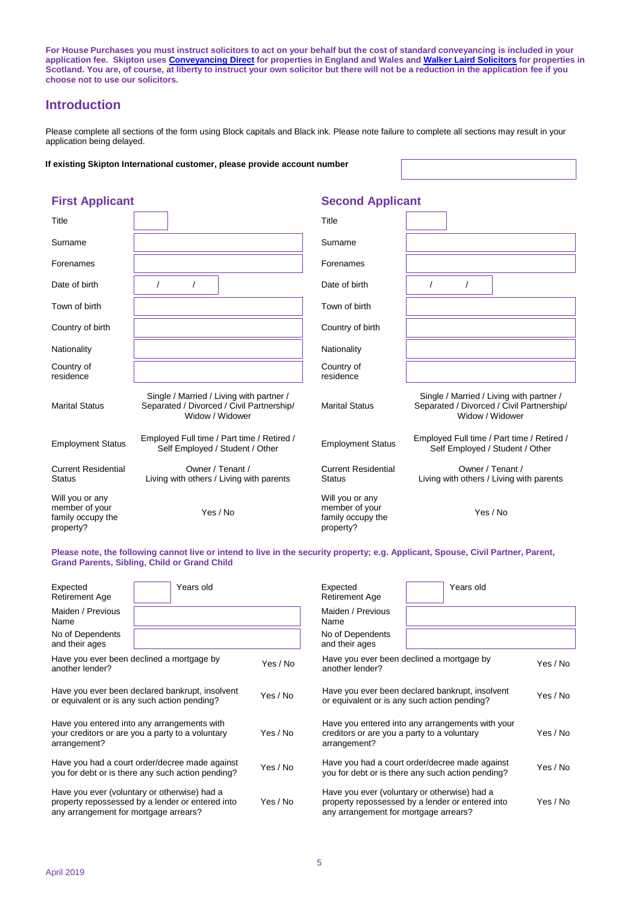**For House Purchases you must instruct solicitors to act on your behalf but the cost of standard conveyancing is included in your application fee. Skipton uses Conveyancing Direct for properties in England and Wales and Walker Laird Solicitors for properties in Scotland. You are, of course, at liberty to instruct your own solicitor but there will not be a reduction in the application fee if you choose not to use our solicitors.**

## Introduction

Please complete all sections of the form using Block capitals and Black ink. Please note failure to complete all sections may result in your application being delayed.

**If existing Skipton International customer, please provide account number**

| | **First Applicant** | | **Second Applicant** |
|---|---|---|---|
| Title | | Title | |
| Surname | | Surname | |
| Forenames | | Forenames | |
| Date of birth | / / | Date of birth | / / |
| Town of birth | | Town of birth | |
| Country of birth | | Country of birth | |
| Nationality | | Nationality | |
| Country of residence | | Country of residence | |
| Marital Status | Single / Married / Living with partner / Separated / Divorced / Civil Partnership/ Widow / Widower | Marital Status | Single / Married / Living with partner / Separated / Divorced / Civil Partnership/ Widow / Widower |
| Employment Status | Employed Full time / Part time / Retired / Self Employed / Student / Other | Employment Status | Employed Full time / Part time / Retired / Self Employed / Student / Other |
| Current Residential Status | Owner / Tenant / Living with others / Living with parents | Current Residential Status | Owner / Tenant / Living with others / Living with parents |
| Will you or any member of your family occupy the property? | Yes / No | Will you or any member of your family occupy the property? | Yes / No |

**Please note, the following cannot live or intend to live in the security property; e.g. Applicant, Spouse, Civil Partner, Parent, Grand Parents, Sibling, Child or Grand Child**

| | | | |
|---|---|---|---|
| Expected Retirement Age | Years old | Expected Retirement Age | Years old |
| Maiden / Previous Name | | Maiden / Previous Name | |
| No of Dependents and their ages | | No of Dependents and their ages | |
| Have you ever been declined a mortgage by another lender? | Yes / No | Have you ever been declined a mortgage by another lender? | Yes / No |
| Have you ever been declared bankrupt, insolvent or equivalent or is any such action pending? | Yes / No | Have you ever been declared bankrupt, insolvent or equivalent or is any such action pending? | Yes / No |
| Have you entered into any arrangements with your creditors or are you a party to a voluntary arrangement? | Yes / No | Have you entered into any arrangements with your creditors or are you a party to a voluntary arrangement? | Yes / No |
| Have you had a court order/decree made against you for debt or is there any such action pending? | Yes / No | Have you had a court order/decree made against you for debt or is there any such action pending? | Yes / No |
| Have you ever (voluntary or otherwise) had a property repossessed by a lender or entered into any arrangement for mortgage arrears? | Yes / No | Have you ever (voluntary or otherwise) had a property repossessed by a lender or entered into any arrangement for mortgage arrears? | Yes / No |

April 2019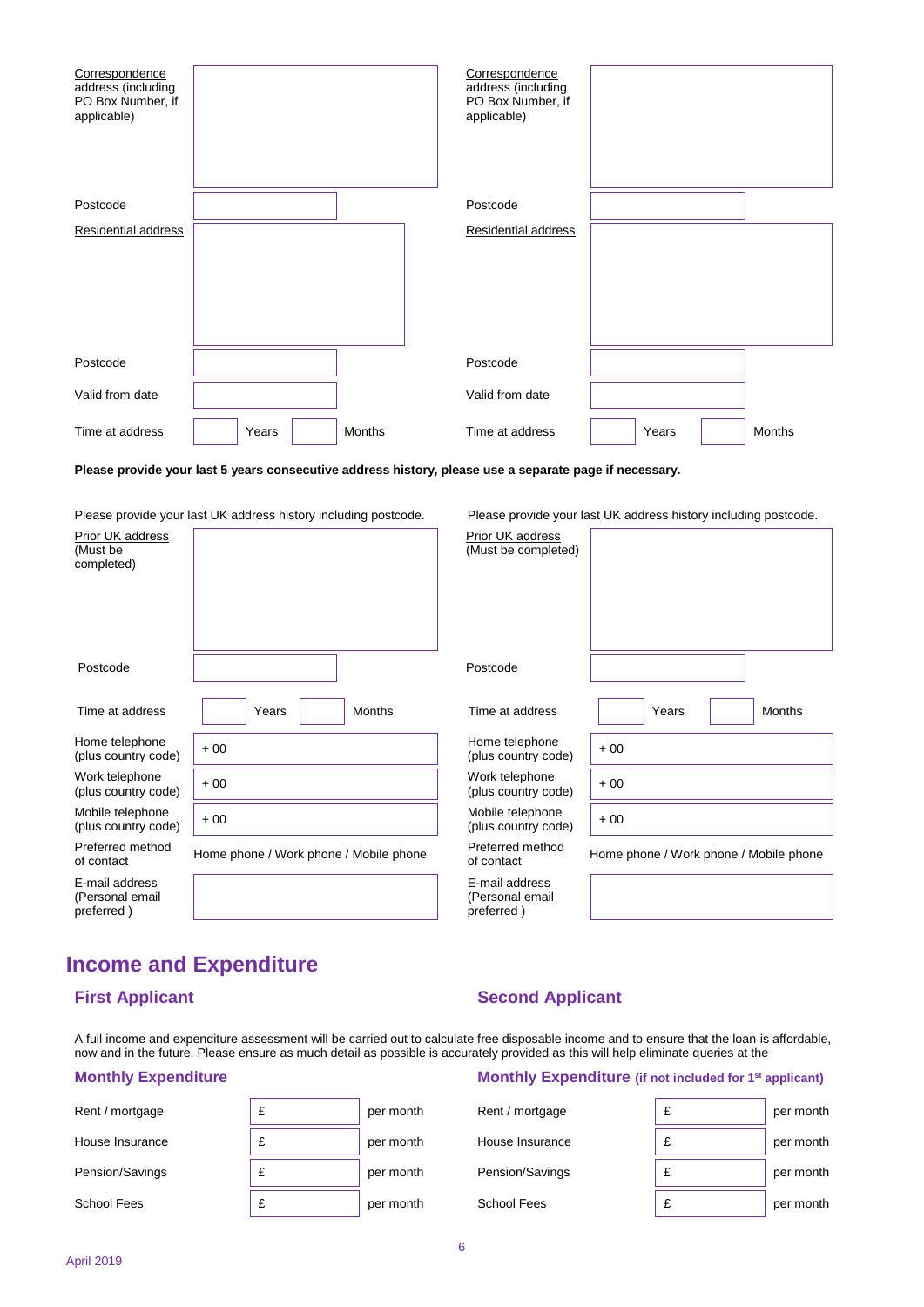| Correspondence address (including PO Box Number, if applicable) | | Correspondence address (including PO Box Number, if applicable) | |
|---|---|---|---|
| Postcode | | Postcode | |
| Residential address | | Residential address | |
| Postcode | | Postcode | |
| Valid from date | | Valid from date | |
| Time at address | Years Months | Time at address | Years Months |

**Please provide your last 5 years consecutive address history, please use a separate page if necessary.**

| Please provide your last UK address history including postcode. | | Please provide your last UK address history including postcode. | |
|---|---|---|---|
| Prior UK address (Must be completed) | | Prior UK address (Must be completed) | |
| Postcode | | Postcode | |
| Time at address | Years Months | Time at address | Years Months |
| Home telephone (plus country code) | + 00 | Home telephone (plus country code) | + 00 |
| Work telephone (plus country code) | + 00 | Work telephone (plus country code) | + 00 |
| Mobile telephone (plus country code) | + 00 | Mobile telephone (plus country code) | + 00 |
| Preferred method of contact | Home phone / Work phone / Mobile phone | Preferred method of contact | Home phone / Work phone / Mobile phone |
| E-mail address (Personal email preferred ) | | E-mail address (Personal email preferred ) | |

## Income and Expenditure

### First Applicant

### Second Applicant

A full income and expenditure assessment will be carried out to calculate free disposable income and to ensure that the loan is affordable, now and in the future. Please ensure as much detail as possible is accurately provided as this will help eliminate queries at the

| **Monthly Expenditure** | | | **Monthly Expenditure (if not included for 1st applicant)** | | |
|---|---|---|---|---|---|
| Rent / mortgage | £ | per month | Rent / mortgage | £ | per month |
| House Insurance | £ | per month | House Insurance | £ | per month |
| Pension/Savings | £ | per month | Pension/Savings | £ | per month |
| School Fees | £ | per month | School Fees | £ | per month |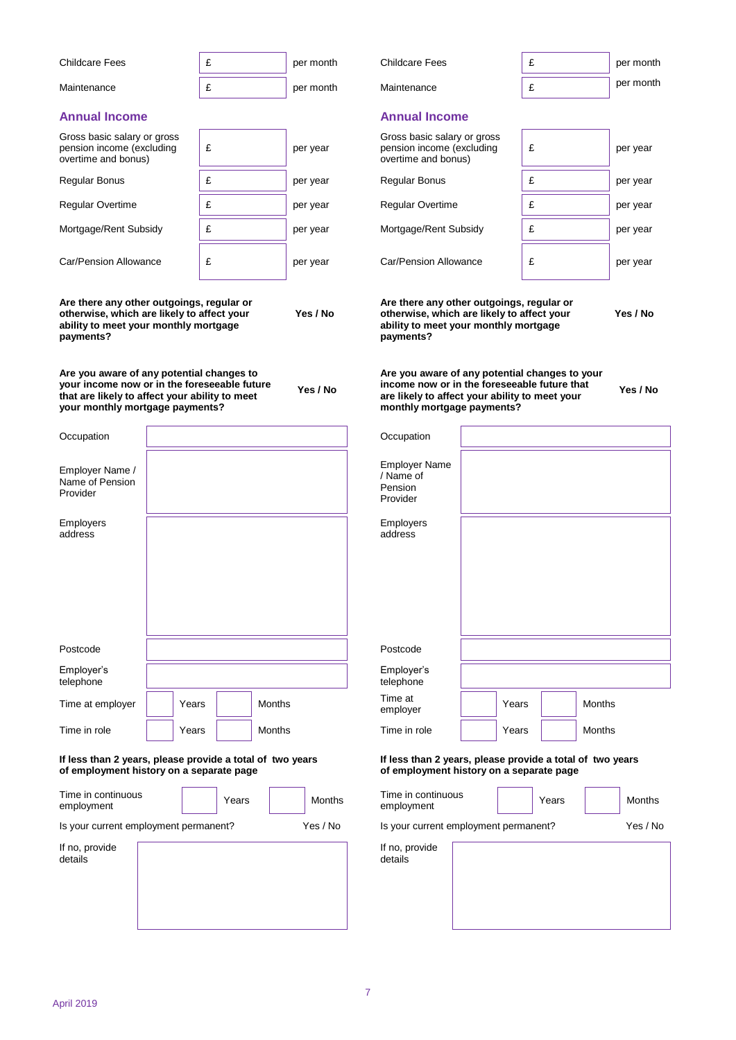| | | |
|---|---|---|
| Childcare Fees | £ | per month |
| Maintenance | £ | per month |

### Annual Income

| | | |
|---|---|---|
| Gross basic salary or gross pension income (excluding overtime and bonus) | £ | per year |
| Regular Bonus | £ | per year |
| Regular Overtime | £ | per year |
| Mortgage/Rent Subsidy | £ | per year |
| Car/Pension Allowance | £ | per year |

**Are there any other outgoings, regular or otherwise, which are likely to affect your ability to meet your monthly mortgage payments?** **Yes / No**

**Are you aware of any potential changes to your income now or in the foreseeable future that are likely to affect your ability to meet your monthly mortgage payments?** **Yes / No**

| | |
|---|---|
| Occupation | |
| Employer Name / Name of Pension Provider | |
| Employers address | |
| Postcode | |
| Employer's telephone | |

| | | | | |
|---|---|---|---|---|
| Time at employer | | Years | | Months |
| Time in role | | Years | | Months |

**If less than 2 years, please provide a total of two years of employment history on a separate page**

| | | | | |
|---|---|---|---|---|
| Time in continuous employment | | Years | | Months |

Is your current employment permanent? Yes / No

If no, provide details

| | | |
|---|---|---|
| Childcare Fees | £ | per month |
| Maintenance | £ | per month |

### Annual Income

| | | |
|---|---|---|
| Gross basic salary or gross pension income (excluding overtime and bonus) | £ | per year |
| Regular Bonus | £ | per year |
| Regular Overtime | £ | per year |
| Mortgage/Rent Subsidy | £ | per year |
| Car/Pension Allowance | £ | per year |

**Are there any other outgoings, regular or otherwise, which are likely to affect your ability to meet your monthly mortgage payments?** **Yes / No**

**Are you aware of any potential changes to your income now or in the foreseeable future that are likely to affect your ability to meet your monthly mortgage payments?** **Yes / No**

| | |
|---|---|
| Occupation | |
| Employer Name / Name of Pension Provider | |
| Employers address | |
| Postcode | |
| Employer's telephone | |

| | | | | |
|---|---|---|---|---|
| Time at employer | | Years | | Months |
| Time in role | | Years | | Months |

**If less than 2 years, please provide a total of two years of employment history on a separate page**

| | | | | |
|---|---|---|---|---|
| Time in continuous employment | | Years | | Months |

Is your current employment permanent? Yes / No

If no, provide details

April 2019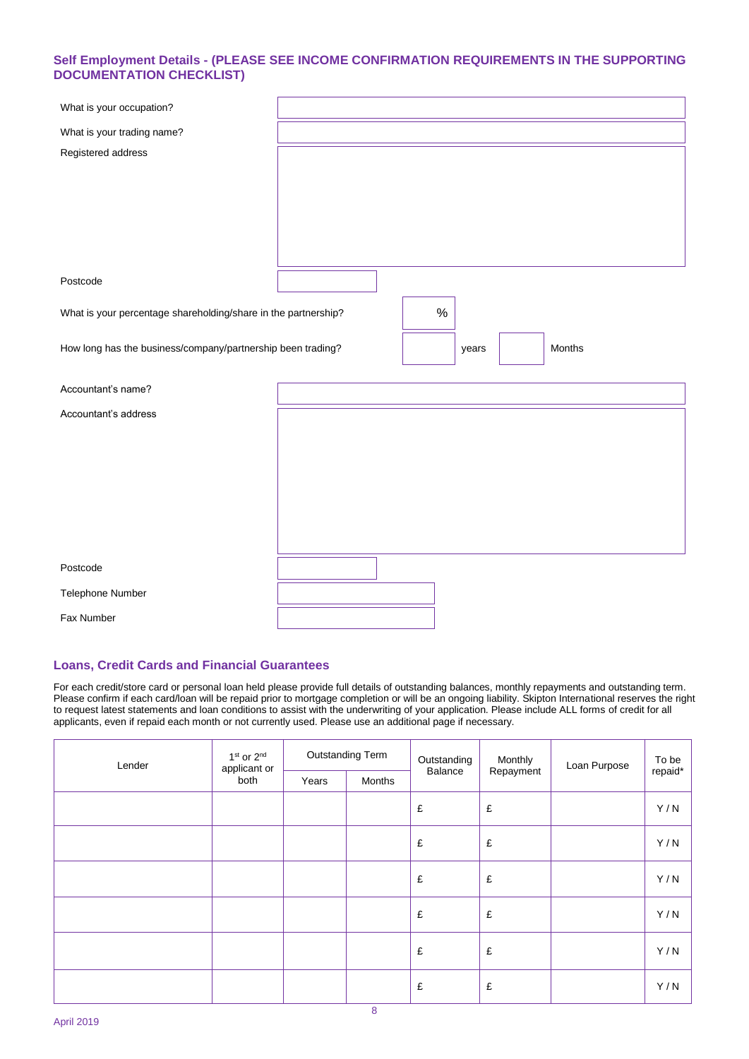## Self Employment Details - (PLEASE SEE INCOME CONFIRMATION REQUIREMENTS IN THE SUPPORTING DOCUMENTATION CHECKLIST)

| | |
|---|---|
| What is your occupation? | |
| What is your trading name? | |
| Registered address | |
| Postcode | |

What is your percentage shareholding/share in the partnership? %

How long has the business/company/partnership been trading? years Months

| | |
|---|---|
| Accountant's name? | |
| Accountant's address | |
| Postcode | |
| Telephone Number | |
| Fax Number | |

## Loans, Credit Cards and Financial Guarantees

For each credit/store card or personal loan held please provide full details of outstanding balances, monthly repayments and outstanding term. Please confirm if each card/loan will be repaid prior to mortgage completion or will be an ongoing liability. Skipton International reserves the right to request latest statements and loan conditions to assist with the underwriting of your application. Please include ALL forms of credit for all applicants, even if repaid each month or not currently used. Please use an additional page if necessary.

| Lender | 1st or 2nd applicant or both | Outstanding Term | | Outstanding Balance | Monthly Repayment | Loan Purpose | To be repaid* |
|---|---|---|---|---|---|---|---|
| | | Years | Months | | | | |
| | | | | £ | £ | | Y / N |
| | | | | £ | £ | | Y / N |
| | | | | £ | £ | | Y / N |
| | | | | £ | £ | | Y / N |
| | | | | £ | £ | | Y / N |
| | | | | £ | £ | | Y / N |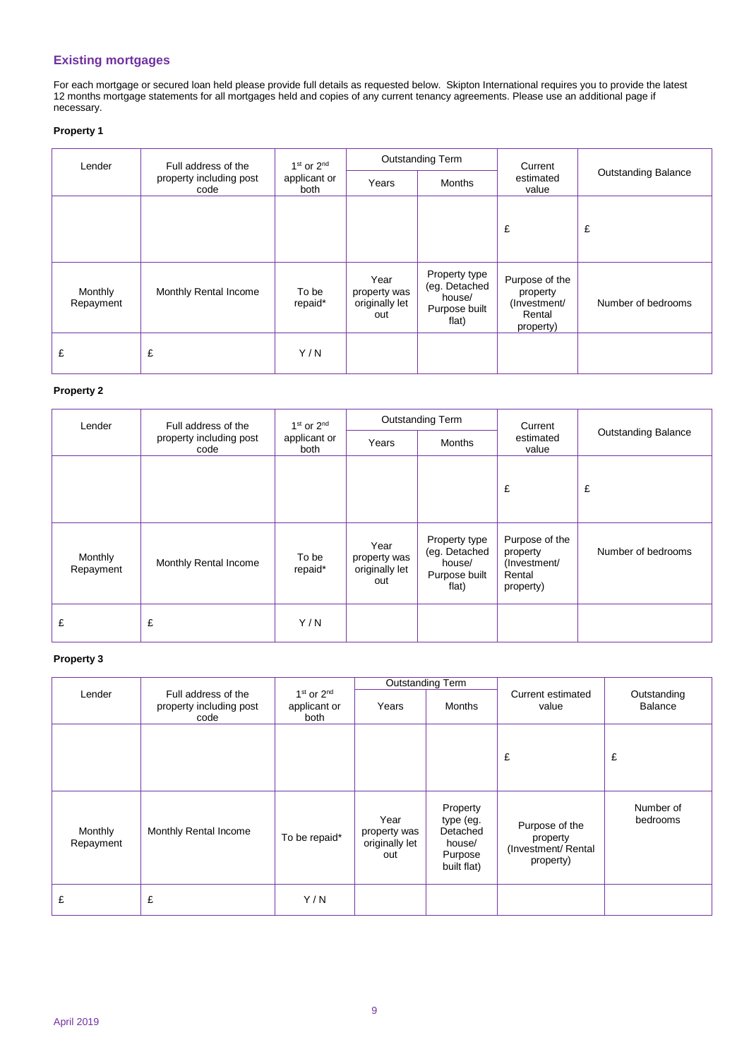## Existing mortgages

For each mortgage or secured loan held please provide full details as requested below. Skipton International requires you to provide the latest 12 months mortgage statements for all mortgages held and copies of any current tenancy agreements. Please use an additional page if necessary.

**Property 1**

| Lender | Full address of the property including post code | 1st or 2nd applicant or both | Outstanding Term | | Current estimated value | Outstanding Balance |
|---|---|---|---|---|---|---|
| | | | Years | Months | | |
| | | | | | £ | £ |
| Monthly Repayment | Monthly Rental Income | To be repaid* | Year property was originally let out | Property type (eg. Detached house/ Purpose built flat) | Purpose of the property (Investment/ Rental property) | Number of bedrooms |
| £ | £ | Y / N | | | | |

**Property 2**

| Lender | Full address of the property including post code | 1st or 2nd applicant or both | Outstanding Term | | Current estimated value | Outstanding Balance |
|---|---|---|---|---|---|---|
| | | | Years | Months | | |
| | | | | | £ | £ |
| Monthly Repayment | Monthly Rental Income | To be repaid* | Year property was originally let out | Property type (eg. Detached house/ Purpose built flat) | Purpose of the property (Investment/ Rental property) | Number of bedrooms |
| £ | £ | Y / N | | | | |

**Property 3**

| Lender | Full address of the property including post code | 1st or 2nd applicant or both | Outstanding Term | | Current estimated value | Outstanding Balance |
|---|---|---|---|---|---|---|
| | | | Years | Months | | |
| | | | | | £ | £ |
| Monthly Repayment | Monthly Rental Income | To be repaid* | Year property was originally let out | Property type (eg. Detached house/ Purpose built flat) | Purpose of the property (Investment/ Rental property) | Number of bedrooms |
| £ | £ | Y / N | | | | |

April 2019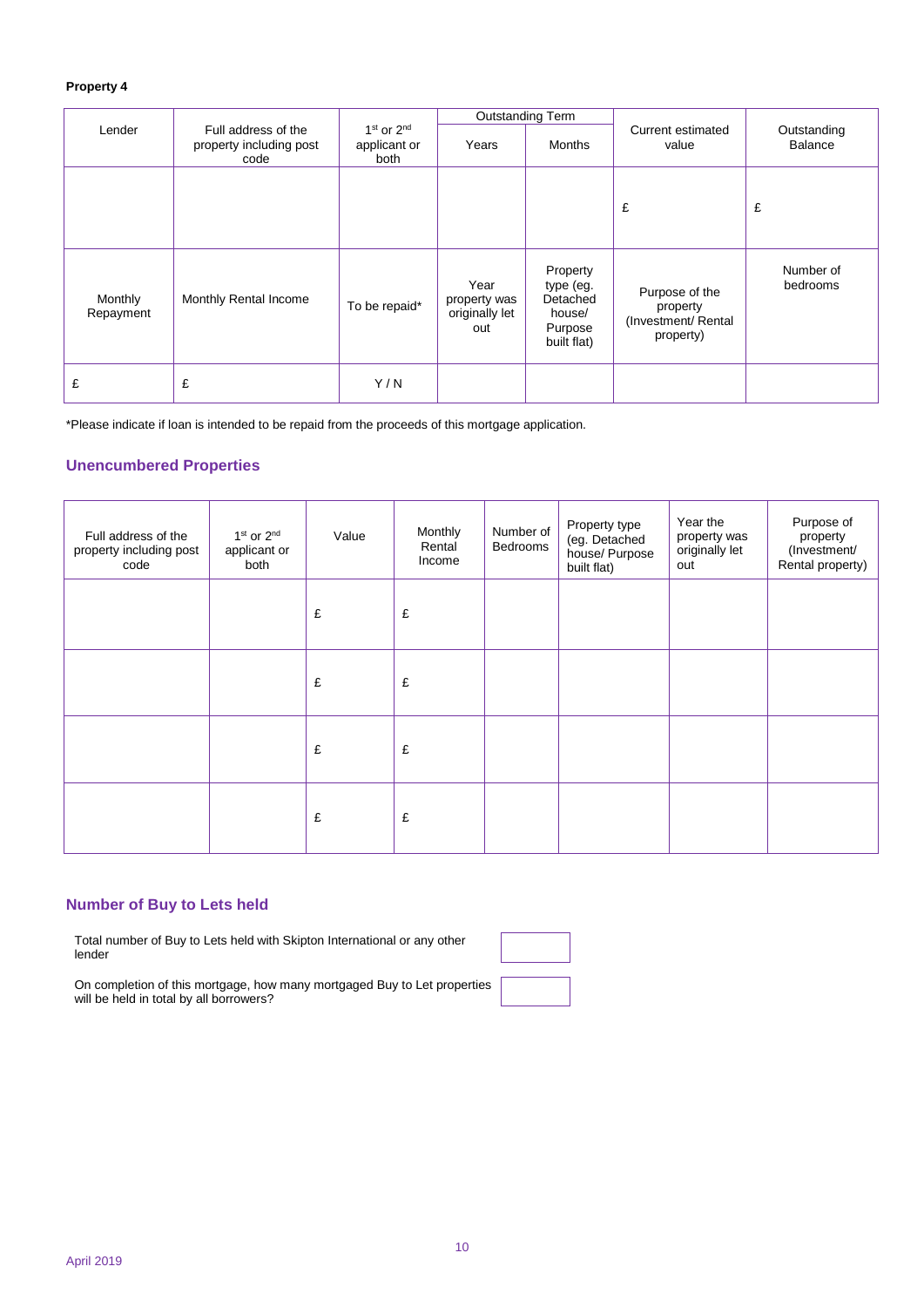**Property 4**

| Lender | Full address of the property including post code | 1st or 2nd applicant or both | Outstanding Term | | Current estimated value | Outstanding Balance |
|---|---|---|---|---|---|---|
| | | | Years | Months | | |
| | | | | | £ | £ |
| Monthly Repayment | Monthly Rental Income | To be repaid* | Year property was originally let out | Property type (eg. Detached house/ Purpose built flat) | Purpose of the property (Investment/ Rental property) | Number of bedrooms |
| £ | £ | Y / N | | | | |

*Please indicate if loan is intended to be repaid from the proceeds of this mortgage application.

## Unencumbered Properties

| Full address of the property including post code | 1st or 2nd applicant or both | Value | Monthly Rental Income | Number of Bedrooms | Property type (eg. Detached house/ Purpose built flat) | Year the property was originally let out | Purpose of property (Investment/ Rental property) |
|---|---|---|---|---|---|---|---|
| | | £ | £ | | | | |
| | | £ | £ | | | | |
| | | £ | £ | | | | |
| | | £ | £ | | | | |

## Number of Buy to Lets held

| | |
|---|---|
| Total number of Buy to Lets held with Skipton International or any other lender | |
| On completion of this mortgage, how many mortgaged Buy to Let properties will be held in total by all borrowers? | |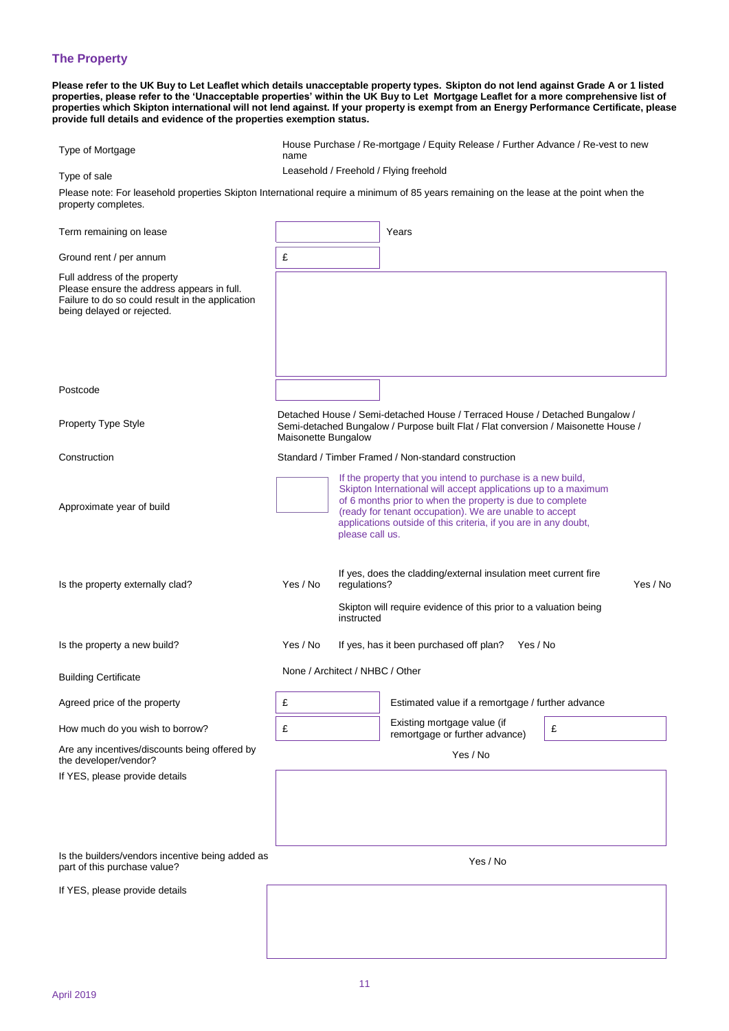## The Property

**Please refer to the UK Buy to Let Leaflet which details unacceptable property types. Skipton do not lend against Grade A or 1 listed properties, please refer to the 'Unacceptable properties' within the UK Buy to Let Mortgage Leaflet for a more comprehensive list of properties which Skipton international will not lend against. If your property is exempt from an Energy Performance Certificate, please provide full details and evidence of the properties exemption status.**

| | |
|---|---|
| Type of Mortgage | House Purchase / Re-mortgage / Equity Release / Further Advance / Re-vest to new name |
| Type of sale | Leasehold / Freehold / Flying freehold |

Please note: For leasehold properties Skipton International require a minimum of 85 years remaining on the lease at the point when the property completes.

| | | |
|---|---|---|
| Term remaining on lease | | Years |
| Ground rent / per annum | £ | |
| Full address of the property<br>Please ensure the address appears in full. Failure to do so could result in the application being delayed or rejected. | | |
| Postcode | | |
| Property Type Style | Detached House / Semi-detached House / Terraced House / Detached Bungalow / Semi-detached Bungalow / Purpose built Flat / Flat conversion / Maisonette House / Maisonette Bungalow | |
| Construction | Standard / Timber Framed / Non-standard construction | |
| Approximate year of build | | If the property that you intend to purchase is a new build, Skipton International will accept applications up to a maximum of 6 months prior to when the property is due to complete (ready for tenant occupation). We are unable to accept applications outside of this criteria, if you are in any doubt, please call us. |

| | | | |
|---|---|---|---|
| Is the property externally clad? | Yes / No | If yes, does the cladding/external insulation meet current fire regulations?<br>Skipton will require evidence of this prior to a valuation being instructed | Yes / No |
| Is the property a new build? | Yes / No | If yes, has it been purchased off plan? | Yes / No |
| Building Certificate | None / Architect / NHBC / Other | | |
| Agreed price of the property | £ | Estimated value if a remortgage / further advance | |
| How much do you wish to borrow? | £ | Existing mortgage value (if remortgage or further advance) | £ |
| Are any incentives/discounts being offered by the developer/vendor? | Yes / No | | |
| If YES, please provide details | | | |
| Is the builders/vendors incentive being added as part of this purchase value? | Yes / No | | |
| If YES, please provide details | | | |

April 2019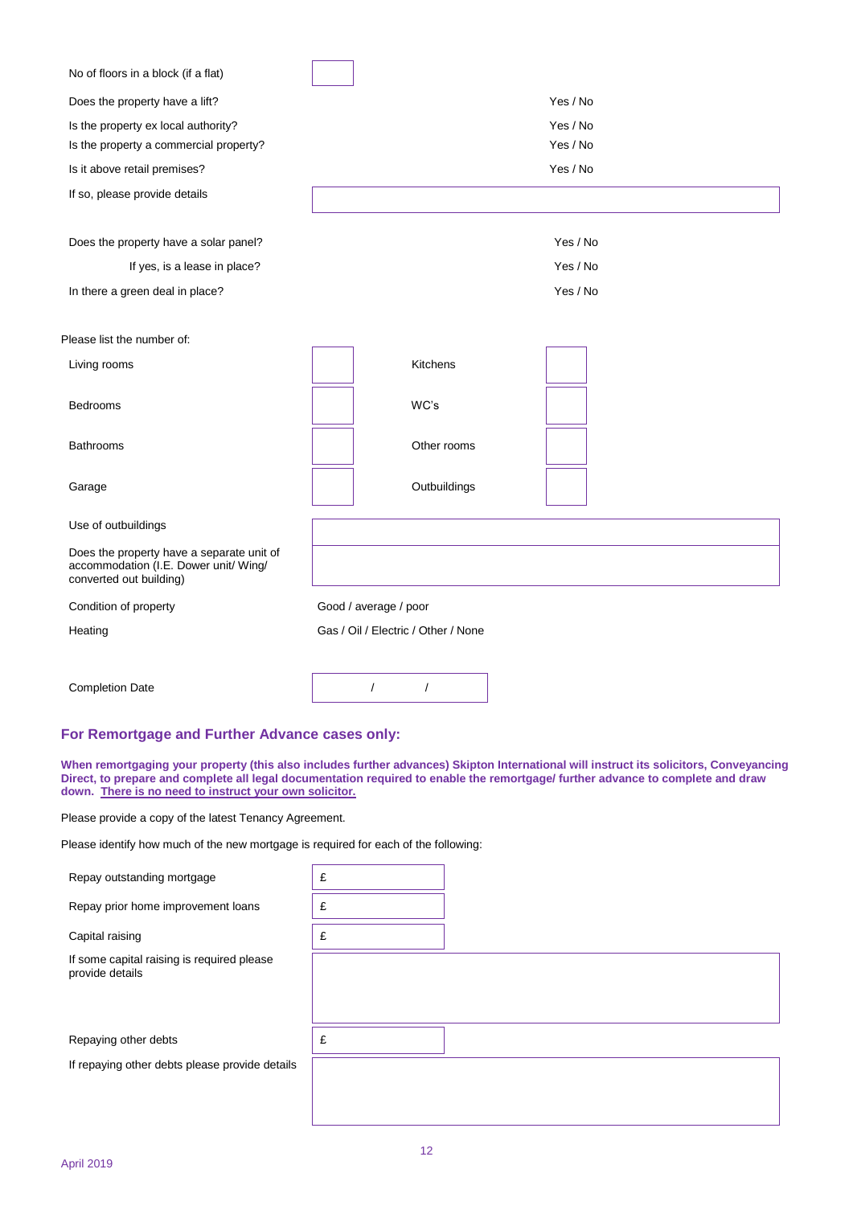| | |
|---|---|
| No of floors in a block (if a flat) | |
| Does the property have a lift? | Yes / No |
| Is the property ex local authority? | Yes / No |
| Is the property a commercial property? | Yes / No |
| Is it above retail premises? | Yes / No |
| If so, please provide details | |

| | |
|---|---|
| Does the property have a solar panel? | Yes / No |
| If yes, is a lease in place? | Yes / No |
| In there a green deal in place? | Yes / No |

Please list the number of:

| | | | |
|---|---|---|---|
| Living rooms | | Kitchens | |
| Bedrooms | | WC's | |
| Bathrooms | | Other rooms | |
| Garage | | Outbuildings | |

| | |
|---|---|
| Use of outbuildings | |
| Does the property have a separate unit of accommodation (I.E. Dower unit/ Wing/ converted out building) | |
| Condition of property | Good / average / poor |
| Heating | Gas / Oil / Electric / Other / None |

| | |
|---|---|
| Completion Date | / / |

## For Remortgage and Further Advance cases only:

**When remortgaging your property (this also includes further advances) Skipton International will instruct its solicitors, Conveyancing Direct, to prepare and complete all legal documentation required to enable the remortgage/ further advance to complete and draw down. <u>There is no need to instruct your own solicitor.</u>**

Please provide a copy of the latest Tenancy Agreement.

Please identify how much of the new mortgage is required for each of the following:

| | |
|---|---|
| Repay outstanding mortgage | £ |
| Repay prior home improvement loans | £ |
| Capital raising | £ |
| If some capital raising is required please provide details | |
| Repaying other debts | £ |
| If repaying other debts please provide details | |

April 2019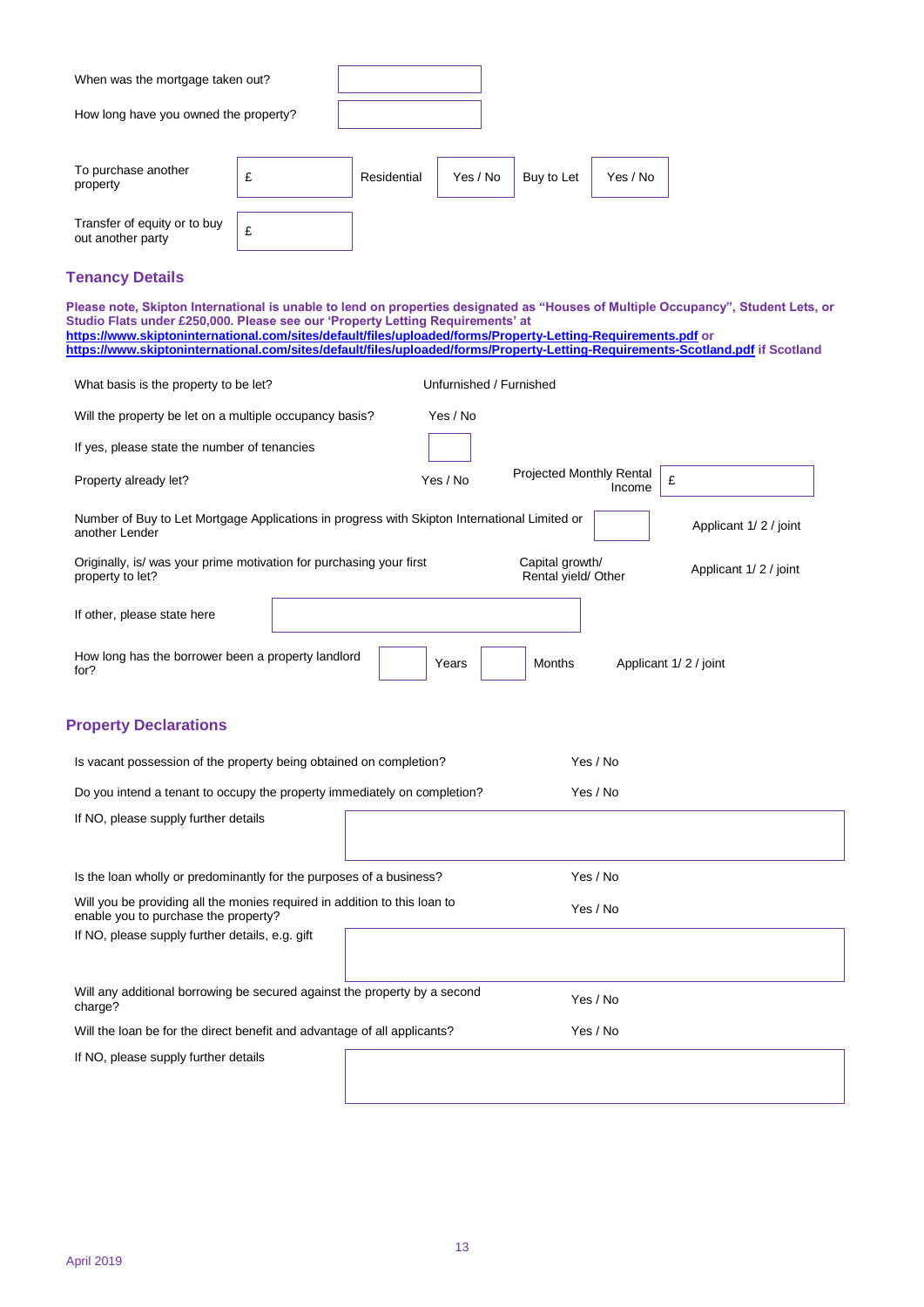| | |
|---|---|
| When was the mortgage taken out? | |
| How long have you owned the property? | |

| | | | | | |
|---|---|---|---|---|---|
| To purchase another property | £ | Residential | Yes / No | Buy to Let | Yes / No |
| Transfer of equity or to buy out another party | £ | | | | |

## Tenancy Details

**Please note, Skipton International is unable to lend on properties designated as "Houses of Multiple Occupancy", Student Lets, or Studio Flats under £250,000. Please see our 'Property Letting Requirements' at [https://www.skiptoninternational.com/sites/default/files/uploaded/forms/Property-Letting-Requirements.pdf](https://www.skiptoninternational.com/sites/default/files/uploaded/forms/Property-Letting-Requirements.pdf) or [https://www.skiptoninternational.com/sites/default/files/uploaded/forms/Property-Letting-Requirements-Scotland.pdf](https://www.skiptoninternational.com/sites/default/files/uploaded/forms/Property-Letting-Requirements-Scotland.pdf) if Scotland**

| | | | | |
|---|---|---|---|---|
| What basis is the property to be let? | Unfurnished / Furnished | | | |
| Will the property be let on a multiple occupancy basis? | Yes / No | | | |
| If yes, please state the number of tenancies | | | | |
| Property already let? | Yes / No | Projected Monthly Rental Income | £ | |
| Number of Buy to Let Mortgage Applications in progress with Skipton International Limited or another Lender | | | | Applicant 1/ 2 / joint |
| Originally, is/ was your prime motivation for purchasing your first property to let? | | Capital growth/ Rental yield/ Other | | Applicant 1/ 2 / joint |
| If other, please state here | | | | |

| | | | | | |
|---|---|---|---|---|---|
| How long has the borrower been a property landlord for? | | Years | | Months | Applicant 1/ 2 / joint |

## Property Declarations

| | |
|---|---|
| Is vacant possession of the property being obtained on completion? | Yes / No |
| Do you intend a tenant to occupy the property immediately on completion? | Yes / No |
| If NO, please supply further details | |
| Is the loan wholly or predominantly for the purposes of a business? | Yes / No |
| Will you be providing all the monies required in addition to this loan to enable you to purchase the property? | Yes / No |
| If NO, please supply further details, e.g. gift | |
| Will any additional borrowing be secured against the property by a second charge? | Yes / No |
| Will the loan be for the direct benefit and advantage of all applicants? | Yes / No |
| If NO, please supply further details | |

April 2019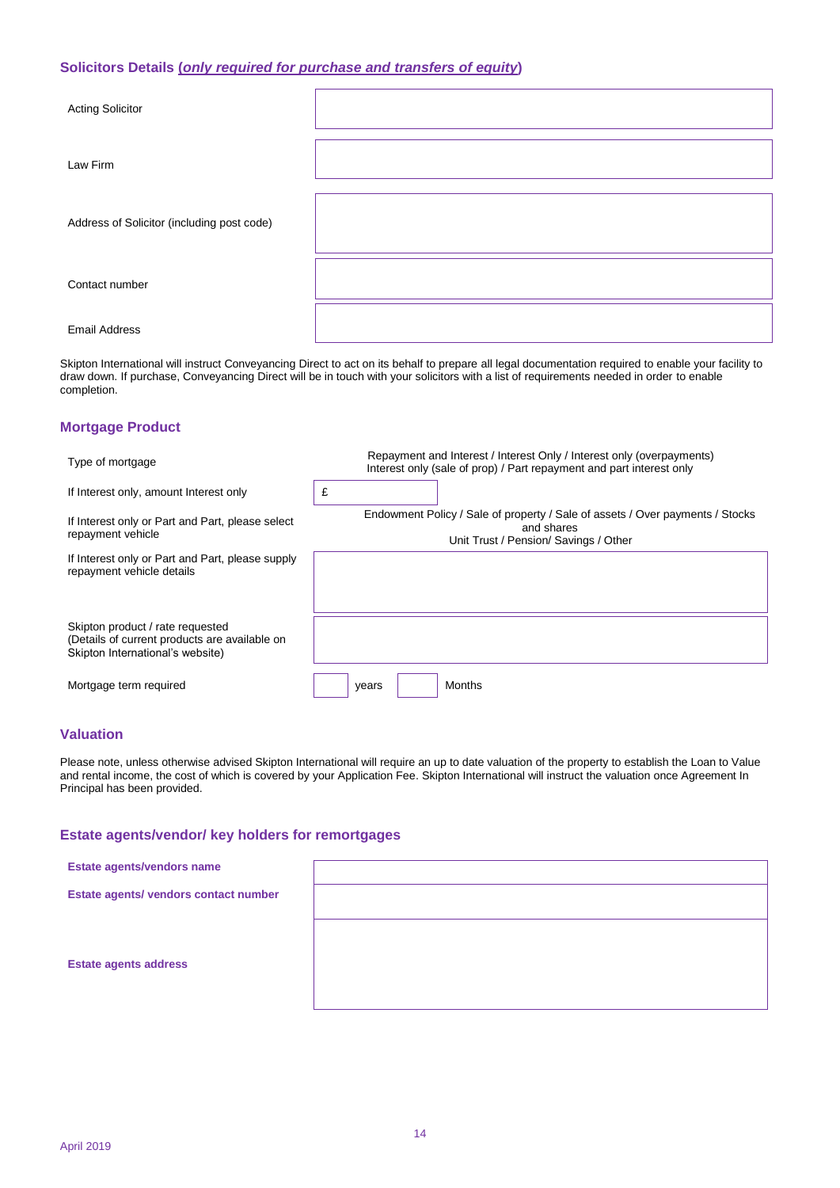## Solicitors Details (*only required for purchase and transfers of equity*)

| | |
|---|---|
| Acting Solicitor | |
| Law Firm | |
| Address of Solicitor (including post code) | |
| Contact number | |
| Email Address | |

Skipton International will instruct Conveyancing Direct to act on its behalf to prepare all legal documentation required to enable your facility to draw down. If purchase, Conveyancing Direct will be in touch with your solicitors with a list of requirements needed in order to enable completion.

## Mortgage Product

| | |
|---|---|
| Type of mortgage | Repayment and Interest / Interest Only / Interest only (overpayments) Interest only (sale of prop) / Part repayment and part interest only |
| If Interest only, amount Interest only | £ |
| If Interest only or Part and Part, please select repayment vehicle | Endowment Policy / Sale of property / Sale of assets / Over payments / Stocks and shares Unit Trust / Pension/ Savings / Other |
| If Interest only or Part and Part, please supply repayment vehicle details | |
| Skipton product / rate requested (Details of current products are available on Skipton International's website) | |
| Mortgage term required | years Months |

## Valuation

Please note, unless otherwise advised Skipton International will require an up to date valuation of the property to establish the Loan to Value and rental income, the cost of which is covered by your Application Fee. Skipton International will instruct the valuation once Agreement In Principal has been provided.

## Estate agents/vendor/ key holders for remortgages

| | |
|---|---|
| **Estate agents/vendors name** | |
| **Estate agents/ vendors contact number** | |
| **Estate agents address** | |

April 2019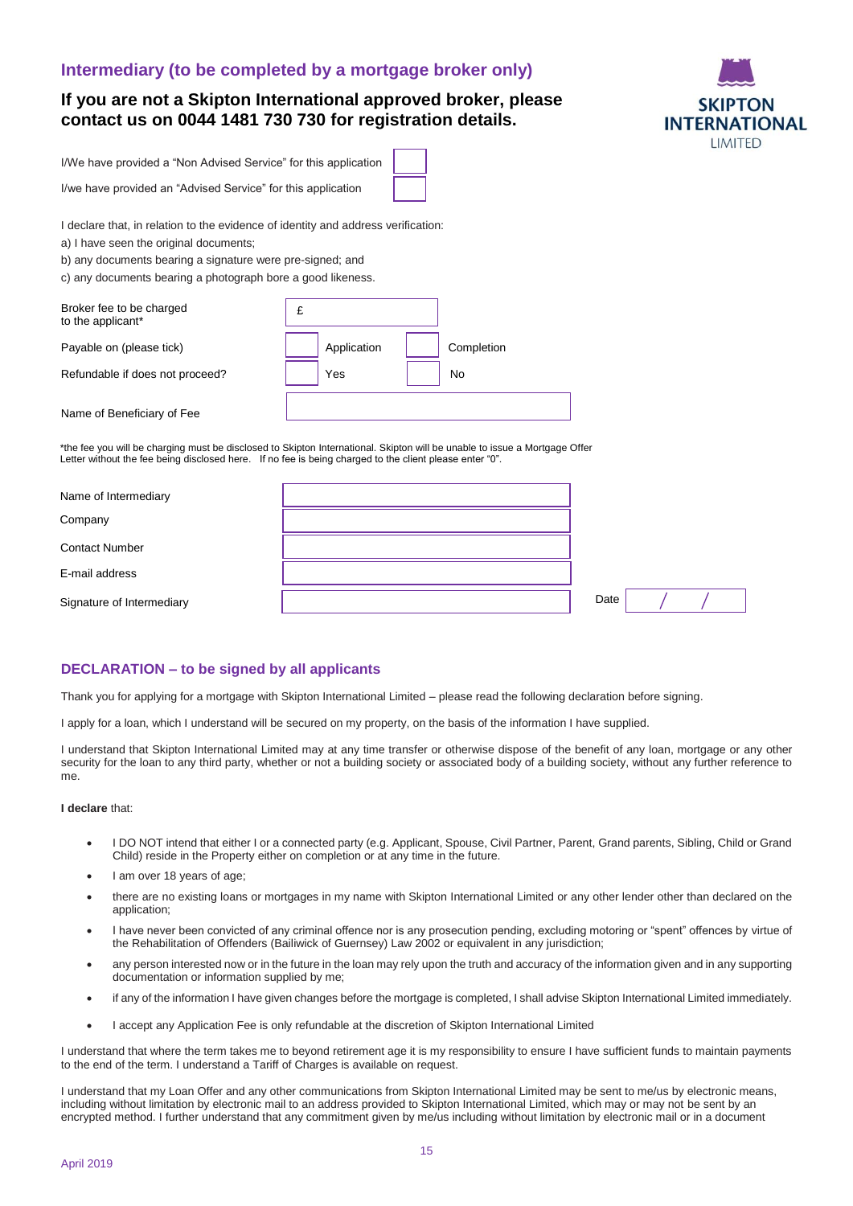## Intermediary (to be completed by a mortgage broker only)

### If you are not a Skipton International approved broker, please contact us on 0044 1481 730 730 for registration details.

SKIPTON INTERNATIONAL LIMITED

| | |
|---|---|
| I/We have provided a “Non Advised Service” for this application | ☐ |
| I/we have provided an “Advised Service” for this application | ☐ |

I declare that, in relation to the evidence of identity and address verification:

a) I have seen the original documents;

b) any documents bearing a signature were pre-signed; and

c) any documents bearing a photograph bore a good likeness.

| | | |
|---|---|---|
| Broker fee to be charged to the applicant* | £ | |
| Payable on (please tick) | ☐ Application | ☐ Completion |
| Refundable if does not proceed? | ☐ Yes | ☐ No |
| Name of Beneficiary of Fee | | |

*the fee you will be charging must be disclosed to Skipton International. Skipton will be unable to issue a Mortgage Offer Letter without the fee being disclosed here. If no fee is being charged to the client please enter “0”.

| | | | |
|---|---|---|---|
| Name of Intermediary | | | |
| Company | | | |
| Contact Number | | | |
| E-mail address | | | |
| Signature of Intermediary | | Date | / / |

## DECLARATION – to be signed by all applicants

Thank you for applying for a mortgage with Skipton International Limited – please read the following declaration before signing.

I apply for a loan, which I understand will be secured on my property, on the basis of the information I have supplied.

I understand that Skipton International Limited may at any time transfer or otherwise dispose of the benefit of any loan, mortgage or any other security for the loan to any third party, whether or not a building society or associated body of a building society, without any further reference to me.

**I declare** that:

- I DO NOT intend that either I or a connected party (e.g. Applicant, Spouse, Civil Partner, Parent, Grand parents, Sibling, Child or Grand Child) reside in the Property either on completion or at any time in the future.
- I am over 18 years of age;
- there are no existing loans or mortgages in my name with Skipton International Limited or any other lender other than declared on the application;
- I have never been convicted of any criminal offence nor is any prosecution pending, excluding motoring or “spent” offences by virtue of the Rehabilitation of Offenders (Bailiwick of Guernsey) Law 2002 or equivalent in any jurisdiction;
- any person interested now or in the future in the loan may rely upon the truth and accuracy of the information given and in any supporting documentation or information supplied by me;
- if any of the information I have given changes before the mortgage is completed, I shall advise Skipton International Limited immediately.
- I accept any Application Fee is only refundable at the discretion of Skipton International Limited

I understand that where the term takes me to beyond retirement age it is my responsibility to ensure I have sufficient funds to maintain payments to the end of the term. I understand a Tariff of Charges is available on request.

I understand that my Loan Offer and any other communications from Skipton International Limited may be sent to me/us by electronic means, including without limitation by electronic mail to an address provided to Skipton International Limited, which may or may not be sent by an encrypted method. I further understand that any commitment given by me/us including without limitation by electronic mail or in a document

April 2019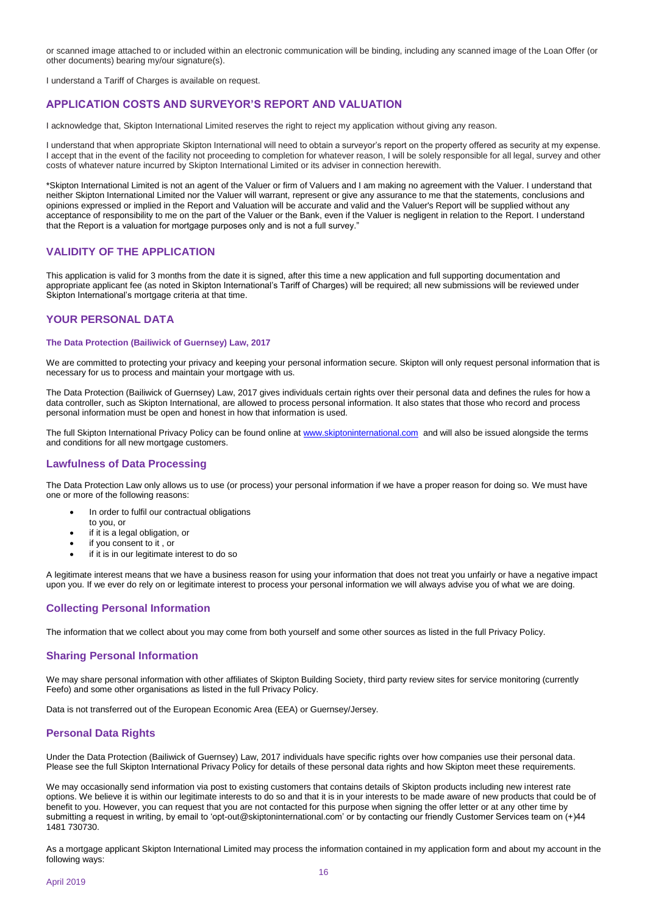or scanned image attached to or included within an electronic communication will be binding, including any scanned image of the Loan Offer (or other documents) bearing my/our signature(s).

I understand a Tariff of Charges is available on request.

## APPLICATION COSTS AND SURVEYOR'S REPORT AND VALUATION

I acknowledge that, Skipton International Limited reserves the right to reject my application without giving any reason.

I understand that when appropriate Skipton International will need to obtain a surveyor's report on the property offered as security at my expense. I accept that in the event of the facility not proceeding to completion for whatever reason, I will be solely responsible for all legal, survey and other costs of whatever nature incurred by Skipton International Limited or its adviser in connection herewith.

*Skipton International Limited is not an agent of the Valuer or firm of Valuers and I am making no agreement with the Valuer. I understand that neither Skipton International Limited nor the Valuer will warrant, represent or give any assurance to me that the statements, conclusions and opinions expressed or implied in the Report and Valuation will be accurate and valid and the Valuer's Report will be supplied without any acceptance of responsibility to me on the part of the Valuer or the Bank, even if the Valuer is negligent in relation to the Report. I understand that the Report is a valuation for mortgage purposes only and is not a full survey."

## VALIDITY OF THE APPLICATION

This application is valid for 3 months from the date it is signed, after this time a new application and full supporting documentation and appropriate applicant fee (as noted in Skipton International's Tariff of Charges) will be required; all new submissions will be reviewed under Skipton International's mortgage criteria at that time.

## YOUR PERSONAL DATA

#### The Data Protection (Bailiwick of Guernsey) Law, 2017

We are committed to protecting your privacy and keeping your personal information secure. Skipton will only request personal information that is necessary for us to process and maintain your mortgage with us.

The Data Protection (Bailiwick of Guernsey) Law, 2017 gives individuals certain rights over their personal data and defines the rules for how a data controller, such as Skipton International, are allowed to process personal information. It also states that those who record and process personal information must be open and honest in how that information is used.

The full Skipton International Privacy Policy can be found online at [www.skiptoninternational.com](www.skiptoninternational.com) and will also be issued alongside the terms and conditions for all new mortgage customers.

### Lawfulness of Data Processing

The Data Protection Law only allows us to use (or process) your personal information if we have a proper reason for doing so. We must have one or more of the following reasons:

- In order to fulfil our contractual obligations to you, or
- if it is a legal obligation, or
- if you consent to it , or
- if it is in our legitimate interest to do so

A legitimate interest means that we have a business reason for using your information that does not treat you unfairly or have a negative impact upon you. If we ever do rely on or legitimate interest to process your personal information we will always advise you of what we are doing.

### Collecting Personal Information

The information that we collect about you may come from both yourself and some other sources as listed in the full Privacy Policy.

### Sharing Personal Information

We may share personal information with other affiliates of Skipton Building Society, third party review sites for service monitoring (currently Feefo) and some other organisations as listed in the full Privacy Policy.

Data is not transferred out of the European Economic Area (EEA) or Guernsey/Jersey.

### Personal Data Rights

Under the Data Protection (Bailiwick of Guernsey) Law, 2017 individuals have specific rights over how companies use their personal data. Please see the full Skipton International Privacy Policy for details of these personal data rights and how Skipton meet these requirements.

We may occasionally send information via post to existing customers that contains details of Skipton products including new interest rate options. We believe it is within our legitimate interests to do so and that it is in your interests to be made aware of new products that could be of benefit to you. However, you can request that you are not contacted for this purpose when signing the offer letter or at any other time by submitting a request in writing, by email to 'opt-out@skiptoninternational.com' or by contacting our friendly Customer Services team on (+)44 1481 730730.

As a mortgage applicant Skipton International Limited may process the information contained in my application form and about my account in the following ways:

April 2019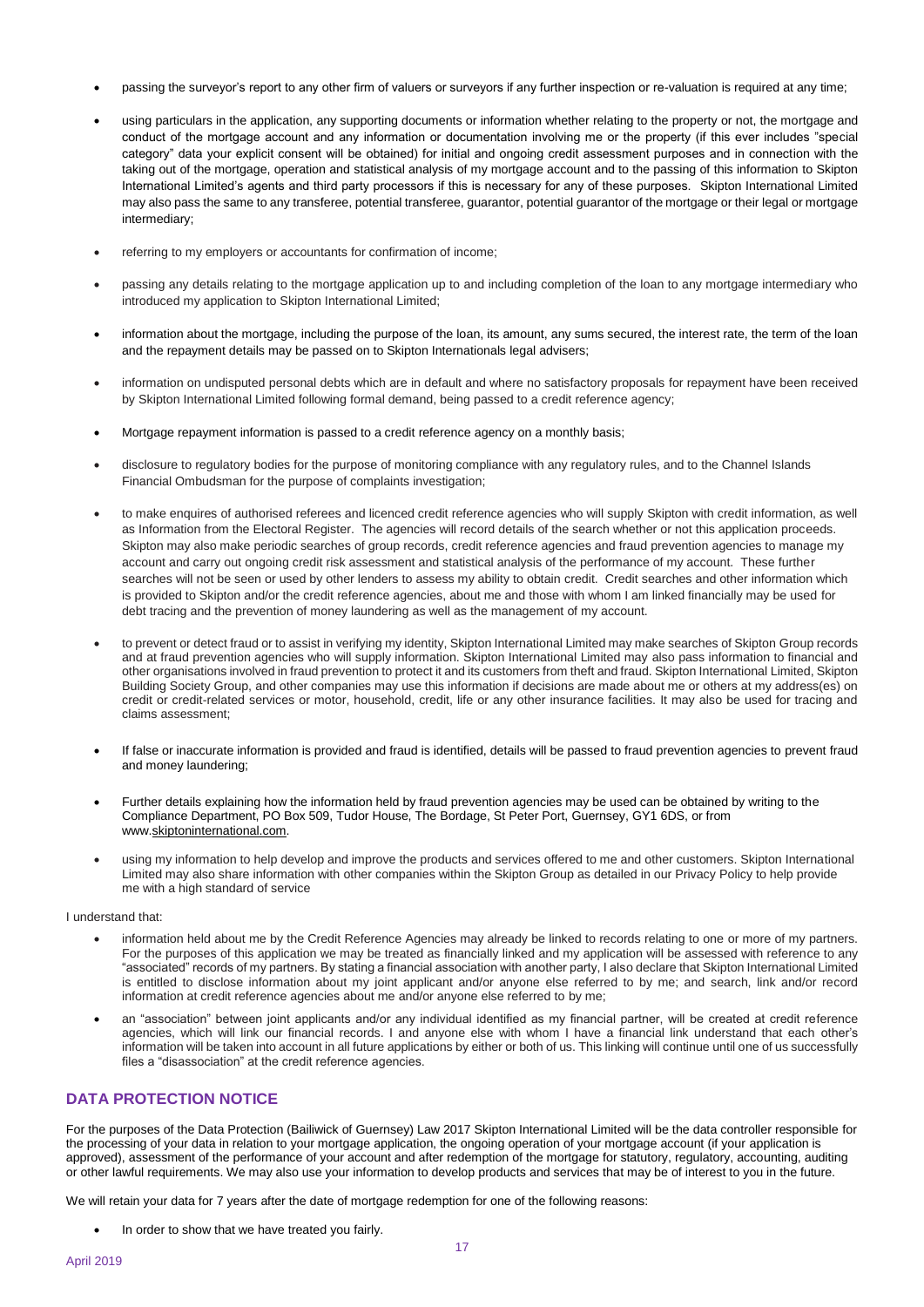- passing the surveyor's report to any other firm of valuers or surveyors if any further inspection or re-valuation is required at any time;
- using particulars in the application, any supporting documents or information whether relating to the property or not, the mortgage and conduct of the mortgage account and any information or documentation involving me or the property (if this ever includes "special category" data your explicit consent will be obtained) for initial and ongoing credit assessment purposes and in connection with the taking out of the mortgage, operation and statistical analysis of my mortgage account and to the passing of this information to Skipton International Limited's agents and third party processors if this is necessary for any of these purposes. Skipton International Limited may also pass the same to any transferee, potential transferee, guarantor, potential guarantor of the mortgage or their legal or mortgage intermediary;
- referring to my employers or accountants for confirmation of income;
- passing any details relating to the mortgage application up to and including completion of the loan to any mortgage intermediary who introduced my application to Skipton International Limited;
- information about the mortgage, including the purpose of the loan, its amount, any sums secured, the interest rate, the term of the loan and the repayment details may be passed on to Skipton Internationals legal advisers;
- information on undisputed personal debts which are in default and where no satisfactory proposals for repayment have been received by Skipton International Limited following formal demand, being passed to a credit reference agency;
- Mortgage repayment information is passed to a credit reference agency on a monthly basis;
- disclosure to regulatory bodies for the purpose of monitoring compliance with any regulatory rules, and to the Channel Islands Financial Ombudsman for the purpose of complaints investigation;
- to make enquires of authorised referees and licenced credit reference agencies who will supply Skipton with credit information, as well as Information from the Electoral Register. The agencies will record details of the search whether or not this application proceeds. Skipton may also make periodic searches of group records, credit reference agencies and fraud prevention agencies to manage my account and carry out ongoing credit risk assessment and statistical analysis of the performance of my account. These further searches will not be seen or used by other lenders to assess my ability to obtain credit. Credit searches and other information which is provided to Skipton and/or the credit reference agencies, about me and those with whom I am linked financially may be used for debt tracing and the prevention of money laundering as well as the management of my account.
- to prevent or detect fraud or to assist in verifying my identity, Skipton International Limited may make searches of Skipton Group records and at fraud prevention agencies who will supply information. Skipton International Limited may also pass information to financial and other organisations involved in fraud prevention to protect it and its customers from theft and fraud. Skipton International Limited, Skipton Building Society Group, and other companies may use this information if decisions are made about me or others at my address(es) on credit or credit-related services or motor, household, credit, life or any other insurance facilities. It may also be used for tracing and claims assessment;
- If false or inaccurate information is provided and fraud is identified, details will be passed to fraud prevention agencies to prevent fraud and money laundering;
- Further details explaining how the information held by fraud prevention agencies may be used can be obtained by writing to the Compliance Department, PO Box 509, Tudor House, The Bordage, St Peter Port, Guernsey, GY1 6DS, or from www.skiptoninternational.com.
- using my information to help develop and improve the products and services offered to me and other customers. Skipton International Limited may also share information with other companies within the Skipton Group as detailed in our Privacy Policy to help provide me with a high standard of service

I understand that:

- information held about me by the Credit Reference Agencies may already be linked to records relating to one or more of my partners. For the purposes of this application we may be treated as financially linked and my application will be assessed with reference to any "associated" records of my partners. By stating a financial association with another party, I also declare that Skipton International Limited is entitled to disclose information about my joint applicant and/or anyone else referred to by me; and search, link and/or record information at credit reference agencies about me and/or anyone else referred to by me;
- an "association" between joint applicants and/or any individual identified as my financial partner, will be created at credit reference agencies, which will link our financial records. I and anyone else with whom I have a financial link understand that each other's information will be taken into account in all future applications by either or both of us. This linking will continue until one of us successfully files a "disassociation" at the credit reference agencies.

## DATA PROTECTION NOTICE

For the purposes of the Data Protection (Bailiwick of Guernsey) Law 2017 Skipton International Limited will be the data controller responsible for the processing of your data in relation to your mortgage application, the ongoing operation of your mortgage account (if your application is approved), assessment of the performance of your account and after redemption of the mortgage for statutory, regulatory, accounting, auditing or other lawful requirements. We may also use your information to develop products and services that may be of interest to you in the future.

We will retain your data for 7 years after the date of mortgage redemption for one of the following reasons:

- In order to show that we have treated you fairly.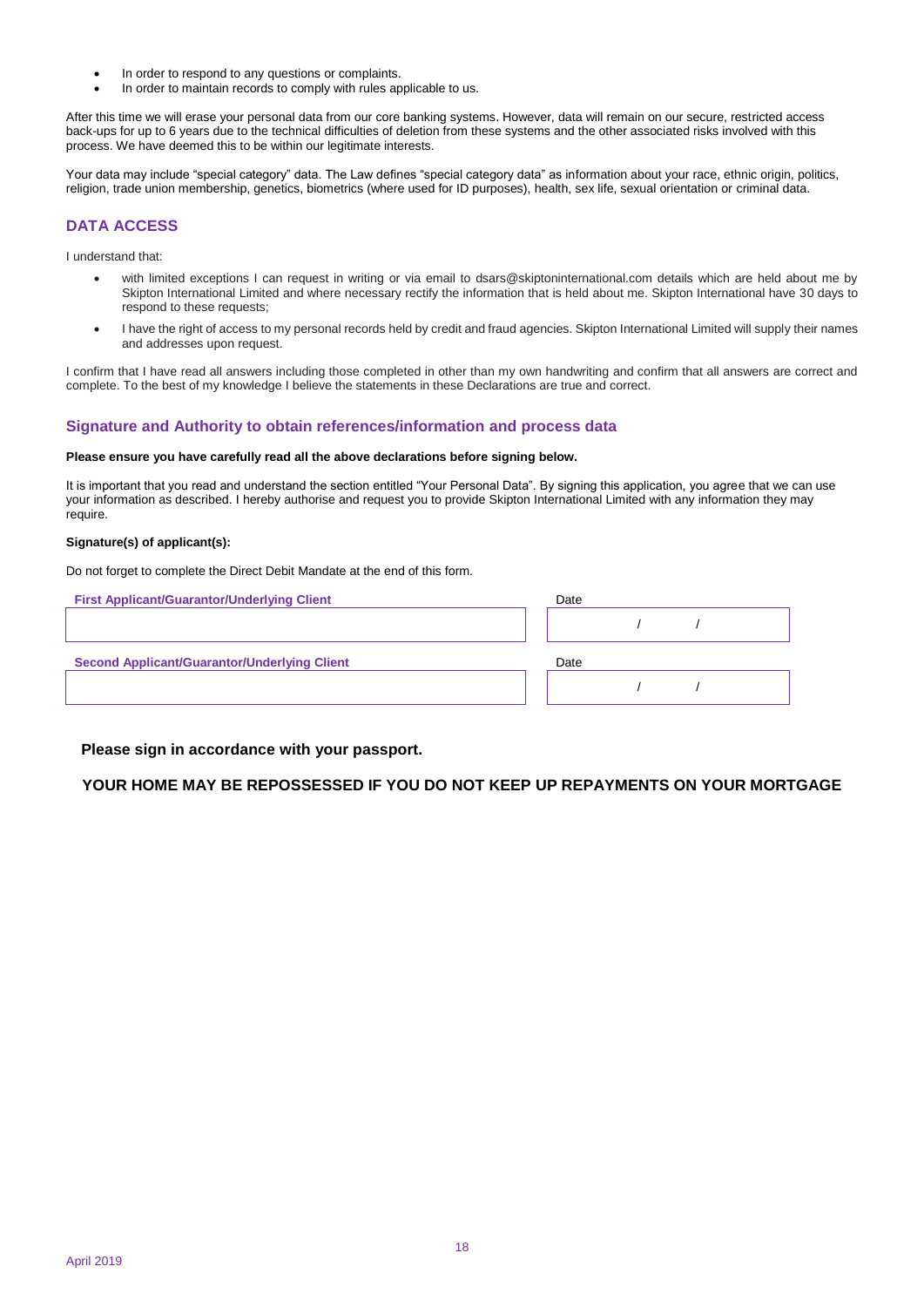- In order to respond to any questions or complaints.
- In order to maintain records to comply with rules applicable to us.

After this time we will erase your personal data from our core banking systems. However, data will remain on our secure, restricted access back-ups for up to 6 years due to the technical difficulties of deletion from these systems and the other associated risks involved with this process. We have deemed this to be within our legitimate interests.

Your data may include "special category" data. The Law defines "special category data" as information about your race, ethnic origin, politics, religion, trade union membership, genetics, biometrics (where used for ID purposes), health, sex life, sexual orientation or criminal data.

## DATA ACCESS

I understand that:

- with limited exceptions I can request in writing or via email to dsars@skiptoninternational.com details which are held about me by Skipton International Limited and where necessary rectify the information that is held about me. Skipton International have 30 days to respond to these requests;
- I have the right of access to my personal records held by credit and fraud agencies. Skipton International Limited will supply their names and addresses upon request.

I confirm that I have read all answers including those completed in other than my own handwriting and confirm that all answers are correct and complete. To the best of my knowledge I believe the statements in these Declarations are true and correct.

## Signature and Authority to obtain references/information and process data

**Please ensure you have carefully read all the above declarations before signing below.**

It is important that you read and understand the section entitled "Your Personal Data". By signing this application, you agree that we can use your information as described. I hereby authorise and request you to provide Skipton International Limited with any information they may require.

**Signature(s) of applicant(s):**

Do not forget to complete the Direct Debit Mandate at the end of this form.

| First Applicant/Guarantor/Underlying Client | Date |
| --- | --- |
| | / / |

| Second Applicant/Guarantor/Underlying Client | Date |
| --- | --- |
| | / / |

**Please sign in accordance with your passport.**

**YOUR HOME MAY BE REPOSSESSED IF YOU DO NOT KEEP UP REPAYMENTS ON YOUR MORTGAGE**

April 2019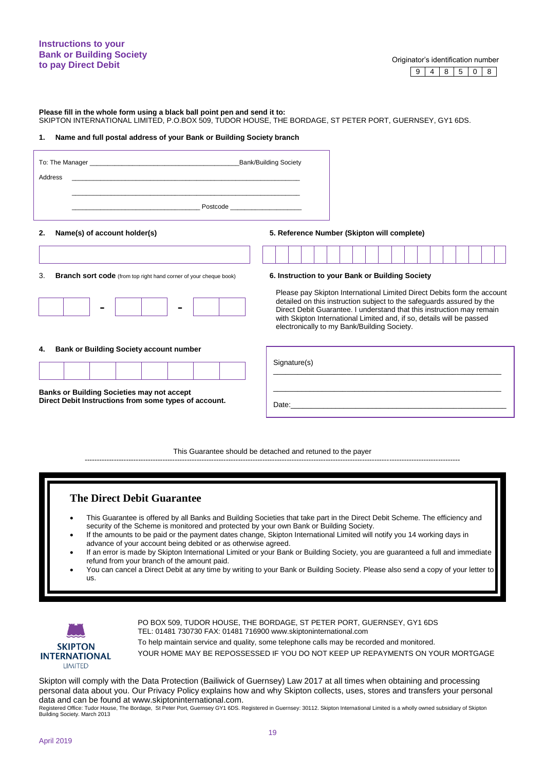## Instructions to your Bank or Building Society to pay Direct Debit

Originator's identification number

| 9 | 4 | 8 | 5 | 0 | 8 |
|---|---|---|---|---|---|

**Please fill in the whole form using a black ball point pen and send it to:**
SKIPTON INTERNATIONAL LIMITED, P.O.BOX 509, TUDOR HOUSE, THE BORDAGE, ST PETER PORT, GUERNSEY, GY1 6DS.

**1. Name and full postal address of your Bank or Building Society branch**

To: The Manager ________________________________________ Bank/Building Society

Address ____________________________________________________________

____________________________________________________________

__________________________________ Postcode ___________________

**2. Name(s) of account holder(s)**

____________________________________________________________

3. **Branch sort code** (from top right hand corner of your cheque book)

| | | - | | | - | | |
|---|---|---|---|---|---|---|---|

**4. Bank or Building Society account number**

| | | | | | | | |
|---|---|---|---|---|---|---|---|

**Banks or Building Societies may not accept Direct Debit Instructions from some types of account.**

**5. Reference Number (Skipton will complete)**

| | | | | | | | | | | | | | | | | | |
|---|---|---|---|---|---|---|---|---|---|---|---|---|---|---|---|---|---|

**6. Instruction to your Bank or Building Society**

Please pay Skipton International Limited Direct Debits form the account detailed on this instruction subject to the safeguards assured by the Direct Debit Guarantee. I understand that this instruction may remain with Skipton International Limited and, if so, details will be passed electronically to my Bank/Building Society.

Signature(s) ____________________________________________________________

____________________________________________________________

Date: ____________________________________________________________

This Guarantee should be detached and retuned to the payer

---

### The Direct Debit Guarantee

- This Guarantee is offered by all Banks and Building Societies that take part in the Direct Debit Scheme. The efficiency and security of the Scheme is monitored and protected by your own Bank or Building Society.
- If the amounts to be paid or the payment dates change, Skipton International Limited will notify you 14 working days in advance of your account being debited or as otherwise agreed.
- If an error is made by Skipton International Limited or your Bank or Building Society, you are guaranteed a full and immediate refund from your branch of the amount paid.
- You can cancel a Direct Debit at any time by writing to your Bank or Building Society. Please also send a copy of your letter to us.

SKIPTON INTERNATIONAL LIMITED

PO BOX 509, TUDOR HOUSE, THE BORDAGE, ST PETER PORT, GUERNSEY, GY1 6DS
TEL: 01481 730730 FAX: 01481 716900 www.skiptoninternational.com
To help maintain service and quality, some telephone calls may be recorded and monitored.
YOUR HOME MAY BE REPOSSESSED IF YOU DO NOT KEEP UP REPAYMENTS ON YOUR MORTGAGE

Skipton will comply with the Data Protection (Bailiwick of Guernsey) Law 2017 at all times when obtaining and processing personal data about you. Our Privacy Policy explains how and why Skipton collects, uses, stores and transfers your personal data and can be found at www.skiptoninternational.com.

Registered Office: Tudor House, The Bordage, St Peter Port, Guernsey GY1 6DS. Registered in Guernsey: 30112. Skipton International Limited is a wholly owned subsidiary of Skipton Building Society. March 2013

April 2019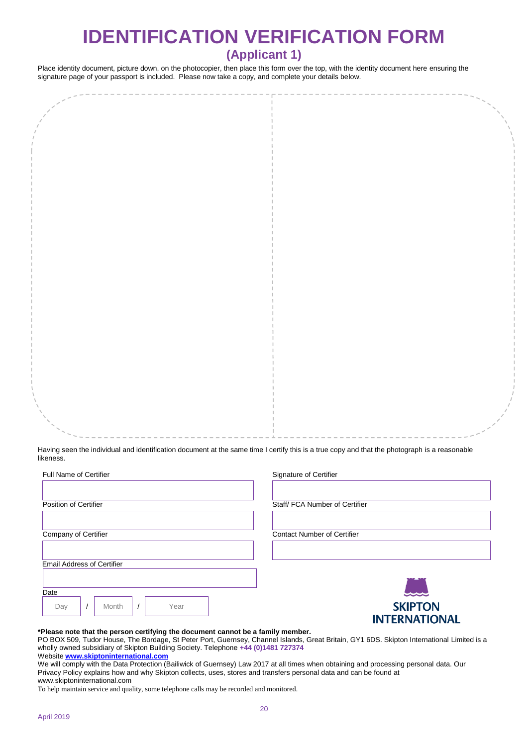# IDENTIFICATION VERIFICATION FORM

## (Applicant 1)

Place identity document, picture down, on the photocopier, then place this form over the top, with the identity document here ensuring the signature page of your passport is included. Please now take a copy, and complete your details below.

Having seen the individual and identification document at the same time I certify this is a true copy and that the photograph is a reasonable likeness.

Full Name of Certifier

Signature of Certifier

Position of Certifier

Staff/ FCA Number of Certifier

Company of Certifier

Contact Number of Certifier

Email Address of Certifier

Date

Day / Month / Year

SKIPTON INTERNATIONAL

**\*Please note that the person certifying the document cannot be a family member.**

PO BOX 509, Tudor House, The Bordage, St Peter Port, Guernsey, Channel Islands, Great Britain, GY1 6DS. Skipton International Limited is a wholly owned subsidiary of Skipton Building Society. Telephone **+44 (0)1481 727374**

Website **www.skiptoninternational.com**

We will comply with the Data Protection (Bailiwick of Guernsey) Law 2017 at all times when obtaining and processing personal data. Our Privacy Policy explains how and why Skipton collects, uses, stores and transfers personal data and can be found at www.skiptoninternational.com

To help maintain service and quality, some telephone calls may be recorded and monitored.

April 2019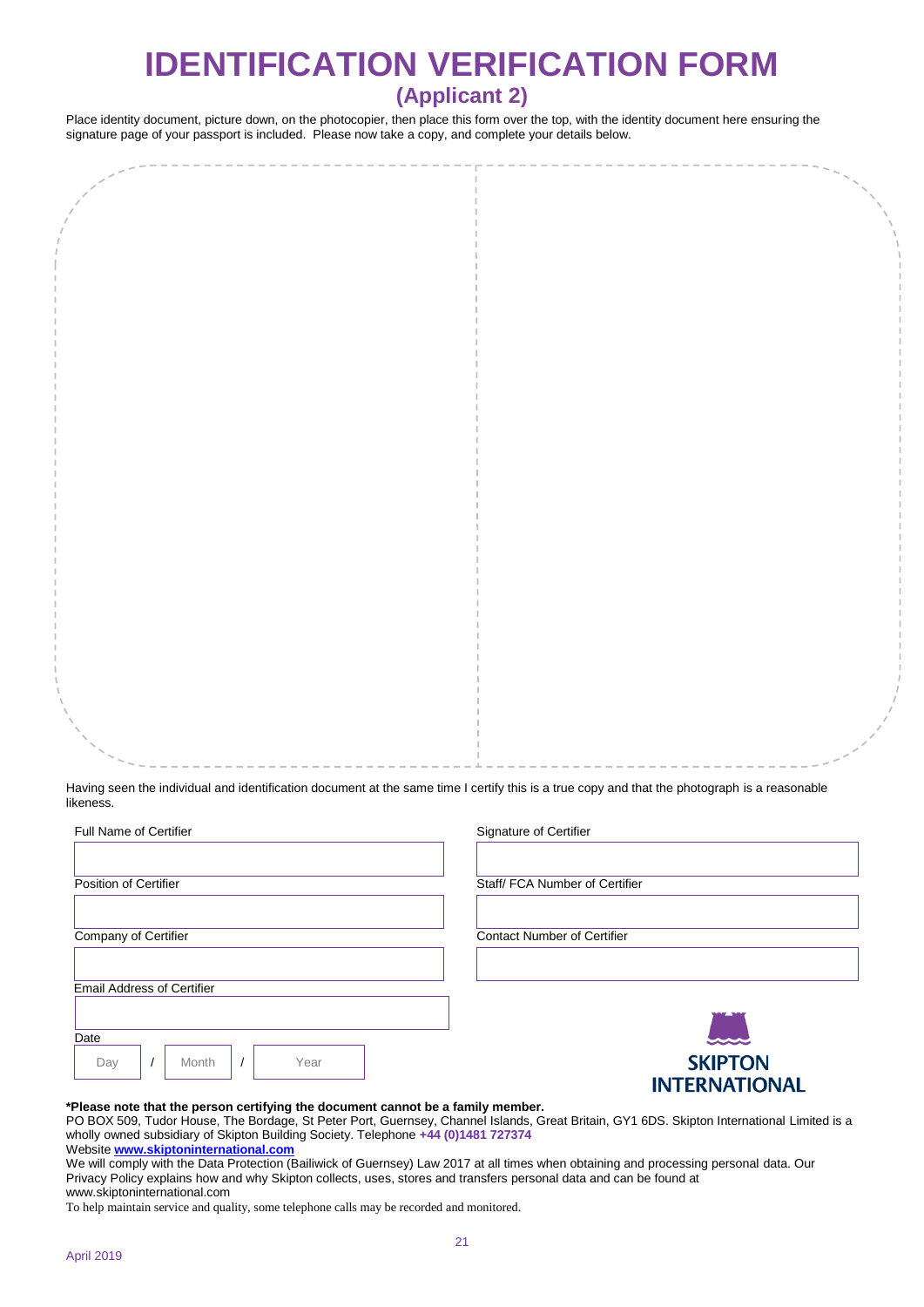# IDENTIFICATION VERIFICATION FORM

## (Applicant 2)

Place identity document, picture down, on the photocopier, then place this form over the top, with the identity document here ensuring the signature page of your passport is included. Please now take a copy, and complete your details below.

Having seen the individual and identification document at the same time I certify this is a true copy and that the photograph is a reasonable likeness.

Full Name of Certifier

Signature of Certifier

Position of Certifier

Staff/ FCA Number of Certifier

Company of Certifier

Contact Number of Certifier

Email Address of Certifier

Date

Day / Month / Year

SKIPTON INTERNATIONAL

**\*Please note that the person certifying the document cannot be a family member.**

PO BOX 509, Tudor House, The Bordage, St Peter Port, Guernsey, Channel Islands, Great Britain, GY1 6DS. Skipton International Limited is a wholly owned subsidiary of Skipton Building Society. Telephone **+44 (0)1481 727374**

Website **www.skiptoninternational.com**

We will comply with the Data Protection (Bailiwick of Guernsey) Law 2017 at all times when obtaining and processing personal data. Our Privacy Policy explains how and why Skipton collects, uses, stores and transfers personal data and can be found at www.skiptoninternational.com

To help maintain service and quality, some telephone calls may be recorded and monitored.

April 2019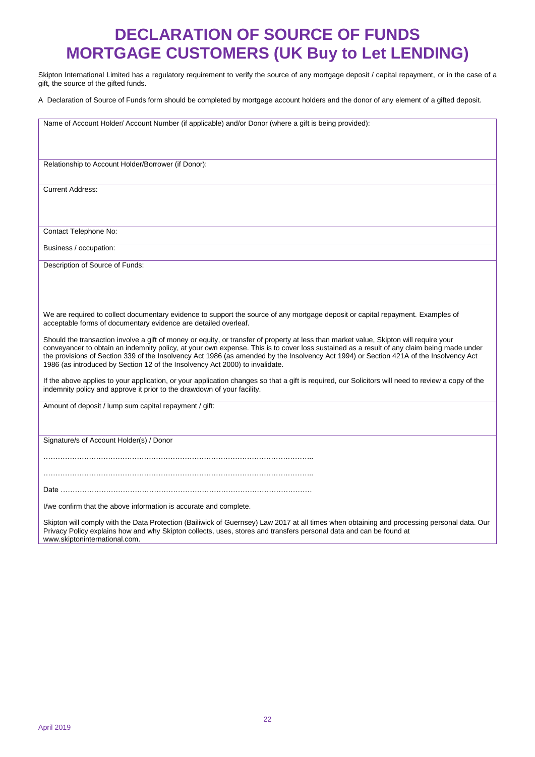# DECLARATION OF SOURCE OF FUNDS MORTGAGE CUSTOMERS (UK Buy to Let LENDING)

Skipton International Limited has a regulatory requirement to verify the source of any mortgage deposit / capital repayment, or in the case of a gift, the source of the gifted funds.

A Declaration of Source of Funds form should be completed by mortgage account holders and the donor of any element of a gifted deposit.

Name of Account Holder/ Account Number (if applicable) and/or Donor (where a gift is being provided):

Relationship to Account Holder/Borrower (if Donor):

Current Address:

Contact Telephone No:

Business / occupation:

Description of Source of Funds:

We are required to collect documentary evidence to support the source of any mortgage deposit or capital repayment. Examples of acceptable forms of documentary evidence are detailed overleaf.

Should the transaction involve a gift of money or equity, or transfer of property at less than market value, Skipton will require your conveyancer to obtain an indemnity policy, at your own expense. This is to cover loss sustained as a result of any claim being made under the provisions of Section 339 of the Insolvency Act 1986 (as amended by the Insolvency Act 1994) or Section 421A of the Insolvency Act 1986 (as introduced by Section 12 of the Insolvency Act 2000) to invalidate.

If the above applies to your application, or your application changes so that a gift is required, our Solicitors will need to review a copy of the indemnity policy and approve it prior to the drawdown of your facility.

Amount of deposit / lump sum capital repayment / gift:

Signature/s of Account Holder(s) / Donor

…………………………………………………………………………………………………..

…………………………………………………………………………………………………..

Date ……………………………………………………………………………………………

I/we confirm that the above information is accurate and complete.

Skipton will comply with the Data Protection (Bailiwick of Guernsey) Law 2017 at all times when obtaining and processing personal data. Our Privacy Policy explains how and why Skipton collects, uses, stores and transfers personal data and can be found at www.skiptoninternational.com.

April 2019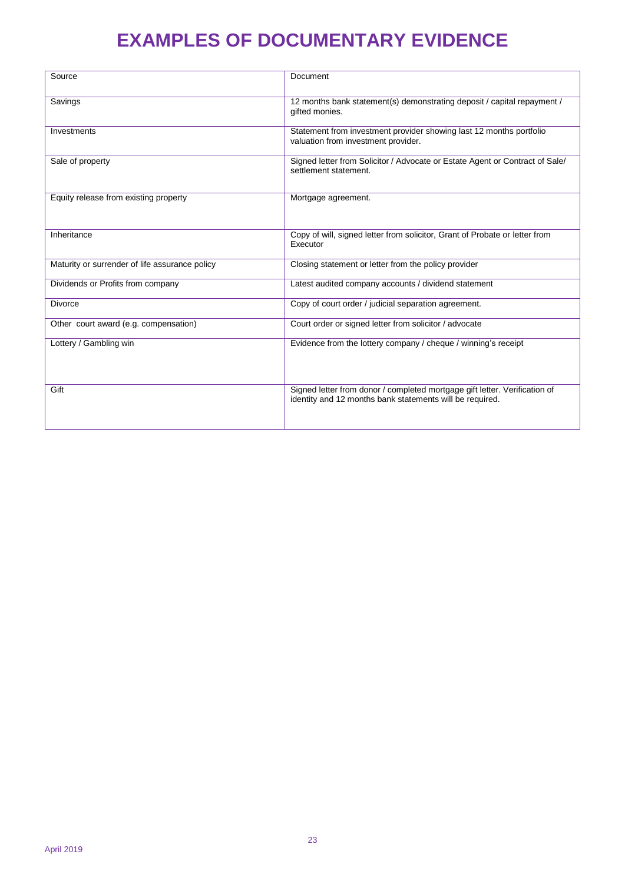# EXAMPLES OF DOCUMENTARY EVIDENCE

| Source | Document |
|---|---|
| Savings | 12 months bank statement(s) demonstrating deposit / capital repayment / gifted monies. |
| Investments | Statement from investment provider showing last 12 months portfolio valuation from investment provider. |
| Sale of property | Signed letter from Solicitor / Advocate or Estate Agent or Contract of Sale/ settlement statement. |
| Equity release from existing property | Mortgage agreement. |
| Inheritance | Copy of will, signed letter from solicitor, Grant of Probate or letter from Executor |
| Maturity or surrender of life assurance policy | Closing statement or letter from the policy provider |
| Dividends or Profits from company | Latest audited company accounts / dividend statement |
| Divorce | Copy of court order / judicial separation agreement. |
| Other court award (e.g. compensation) | Court order or signed letter from solicitor / advocate |
| Lottery / Gambling win | Evidence from the lottery company / cheque / winning's receipt |
| Gift | Signed letter from donor / completed mortgage gift letter. Verification of identity and 12 months bank statements will be required. |

April 2019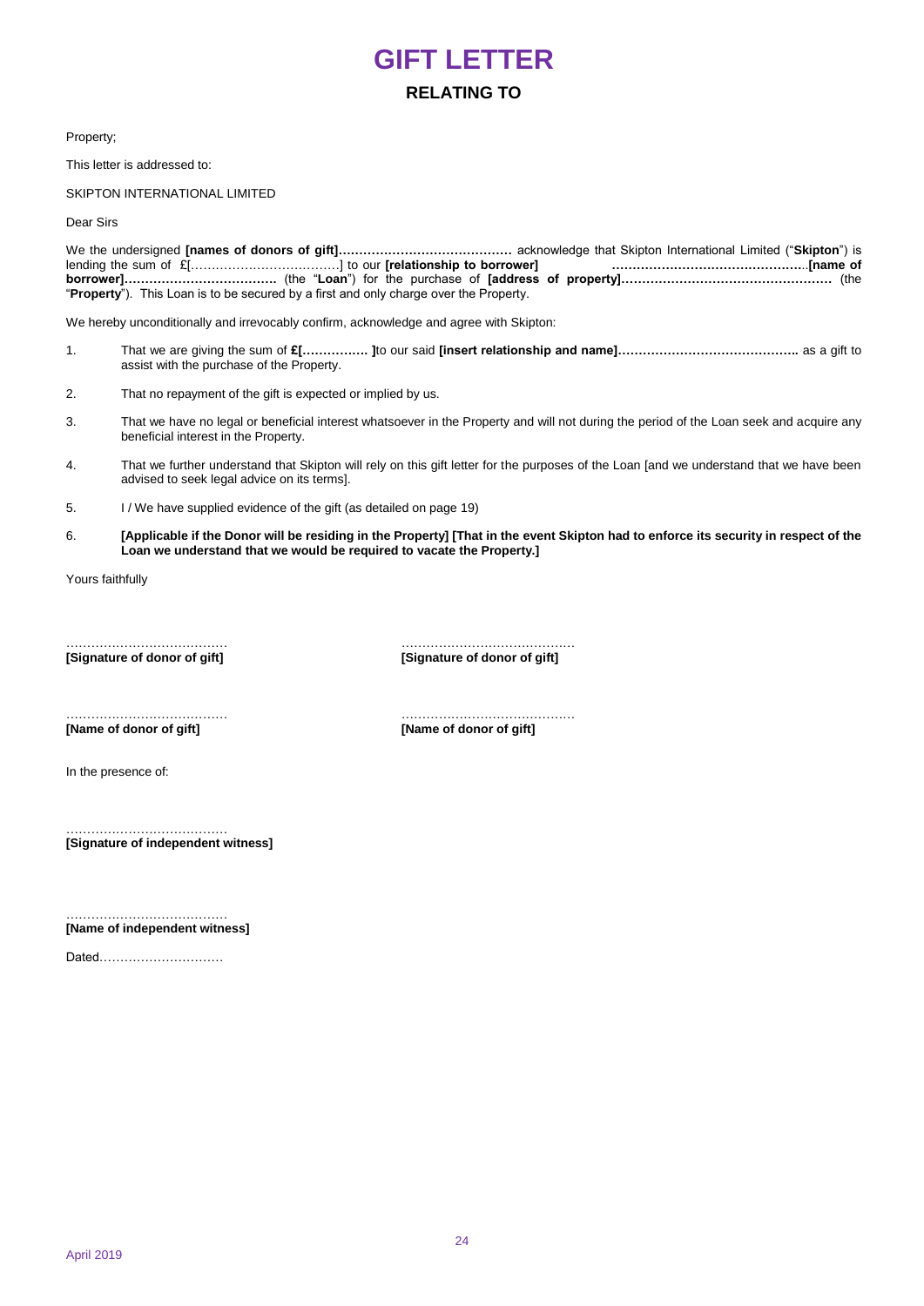# GIFT LETTER

## RELATING TO

Property;

This letter is addressed to:

SKIPTON INTERNATIONAL LIMITED

Dear Sirs

We the undersigned **[names of donors of gift]……………………………………** acknowledge that Skipton International Limited ("**Skipton**") is lending the sum of £[………………………………] to our **[relationship to borrower]** **………………………………………..[name of borrower]………………………………** (the "**Loan**") for the purchase of **[address of property]……………………………………………** (the "**Property**"). This Loan is to be secured by a first and only charge over the Property.

We hereby unconditionally and irrevocably confirm, acknowledge and agree with Skipton:

1. That we are giving the sum of **£[……………. ]**to our said **[insert relationship and name]……………………………………..** as a gift to assist with the purchase of the Property.
2. That no repayment of the gift is expected or implied by us.
3. That we have no legal or beneficial interest whatsoever in the Property and will not during the period of the Loan seek and acquire any beneficial interest in the Property.
4. That we further understand that Skipton will rely on this gift letter for the purposes of the Loan [and we understand that we have been advised to seek legal advice on its terms].
5. I / We have supplied evidence of the gift (as detailed on page 19)
6. **[Applicable if the Donor will be residing in the Property] [That in the event Skipton had to enforce its security in respect of the Loan we understand that we would be required to vacate the Property.]**

Yours faithfully

…………………………………
**[Signature of donor of gift]**

……………………………………
**[Signature of donor of gift]**

…………………………………
**[Name of donor of gift]**

……………………………………
**[Name of donor of gift]**

In the presence of:

…………………………………
**[Signature of independent witness]**

…………………………………
**[Name of independent witness]**

Dated…………………………

April 2019